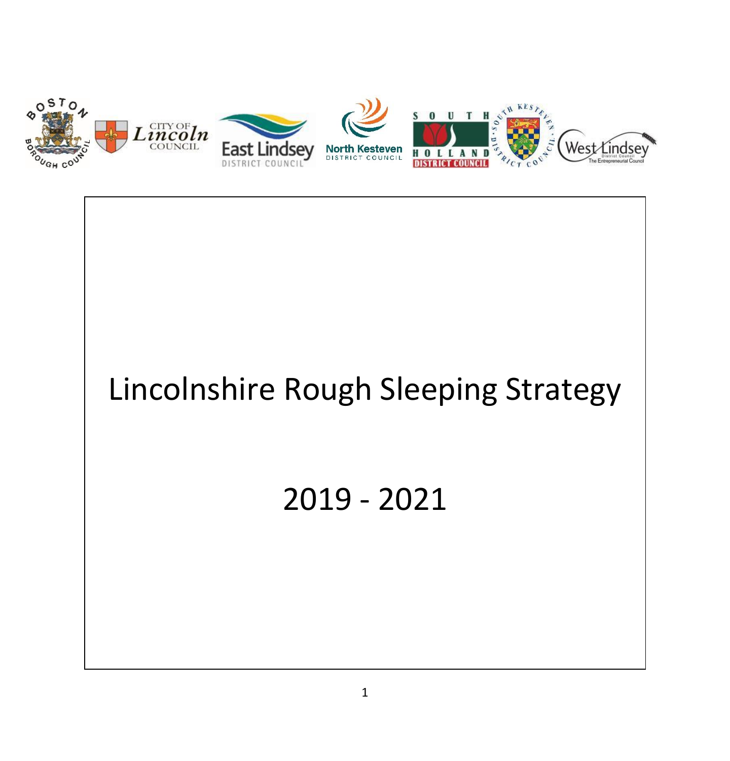# Lincolnshire Rough Sleeping Strategy

# 2019 - 2021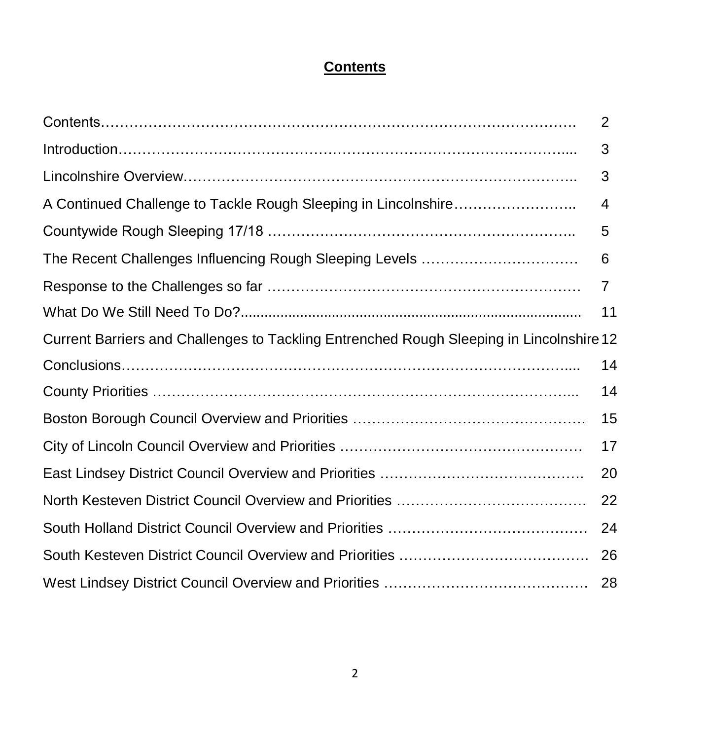## Contents

| | |
|---|---|
| Contents | 2 |
| Introduction | 3 |
| Lincolnshire Overview | 3 |
| A Continued Challenge to Tackle Rough Sleeping in Lincolnshire | 4 |
| Countywide Rough Sleeping 17/18 | 5 |
| The Recent Challenges Influencing Rough Sleeping Levels | 6 |
| Response to the Challenges so far | 7 |
| What Do We Still Need To Do? | 11 |
| Current Barriers and Challenges to Tackling Entrenched Rough Sleeping in Lincolnshire | 12 |
| Conclusions | 14 |
| County Priorities | 14 |
| Boston Borough Council Overview and Priorities | 15 |
| City of Lincoln Council Overview and Priorities | 17 |
| East Lindsey District Council Overview and Priorities | 20 |
| North Kesteven District Council Overview and Priorities | 22 |
| South Holland District Council Overview and Priorities | 24 |
| South Kesteven District Council Overview and Priorities | 26 |
| West Lindsey District Council Overview and Priorities | 28 |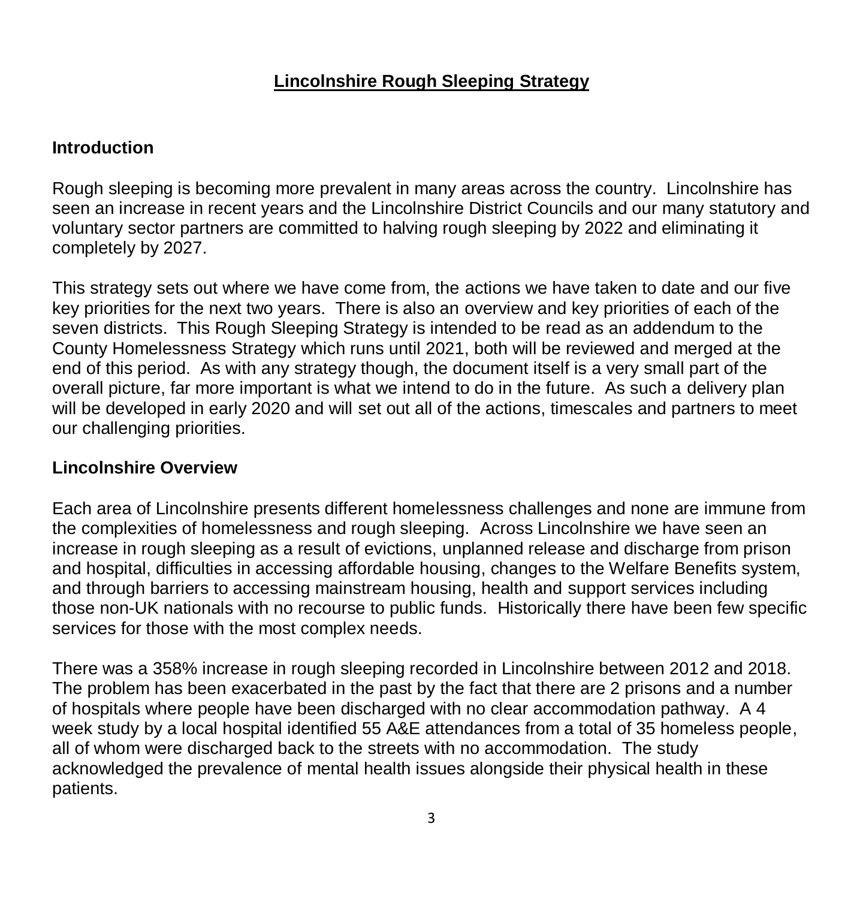# Lincolnshire Rough Sleeping Strategy

## Introduction

Rough sleeping is becoming more prevalent in many areas across the country. Lincolnshire has seen an increase in recent years and the Lincolnshire District Councils and our many statutory and voluntary sector partners are committed to halving rough sleeping by 2022 and eliminating it completely by 2027.

This strategy sets out where we have come from, the actions we have taken to date and our five key priorities for the next two years. There is also an overview and key priorities of each of the seven districts. This Rough Sleeping Strategy is intended to be read as an addendum to the County Homelessness Strategy which runs until 2021, both will be reviewed and merged at the end of this period. As with any strategy though, the document itself is a very small part of the overall picture, far more important is what we intend to do in the future. As such a delivery plan will be developed in early 2020 and will set out all of the actions, timescales and partners to meet our challenging priorities.

## Lincolnshire Overview

Each area of Lincolnshire presents different homelessness challenges and none are immune from the complexities of homelessness and rough sleeping. Across Lincolnshire we have seen an increase in rough sleeping as a result of evictions, unplanned release and discharge from prison and hospital, difficulties in accessing affordable housing, changes to the Welfare Benefits system, and through barriers to accessing mainstream housing, health and support services including those non-UK nationals with no recourse to public funds. Historically there have been few specific services for those with the most complex needs.

There was a 358% increase in rough sleeping recorded in Lincolnshire between 2012 and 2018. The problem has been exacerbated in the past by the fact that there are 2 prisons and a number of hospitals where people have been discharged with no clear accommodation pathway. A 4 week study by a local hospital identified 55 A&E attendances from a total of 35 homeless people, all of whom were discharged back to the streets with no accommodation. The study acknowledged the prevalence of mental health issues alongside their physical health in these patients.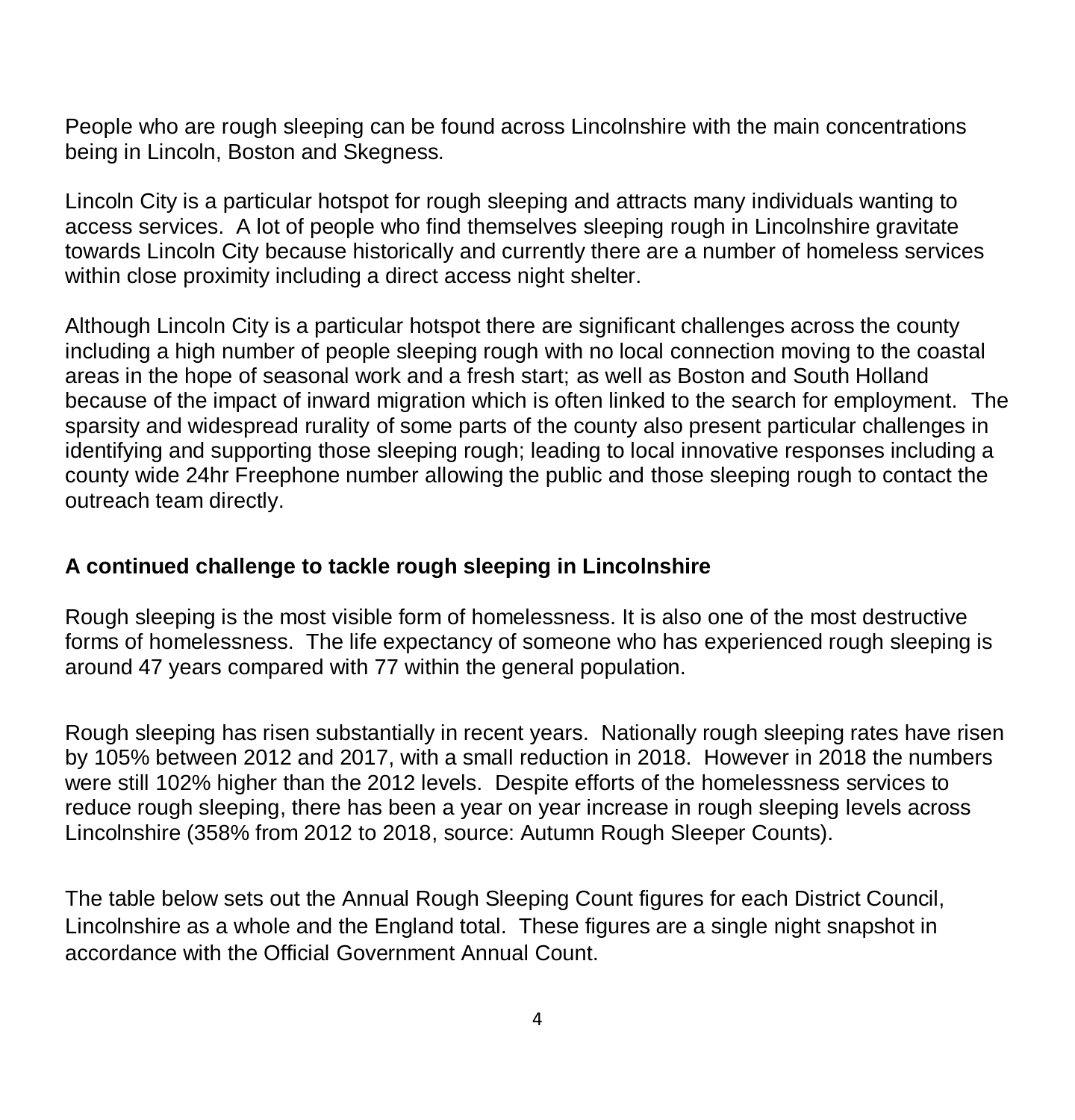People who are rough sleeping can be found across Lincolnshire with the main concentrations being in Lincoln, Boston and Skegness.

Lincoln City is a particular hotspot for rough sleeping and attracts many individuals wanting to access services. A lot of people who find themselves sleeping rough in Lincolnshire gravitate towards Lincoln City because historically and currently there are a number of homeless services within close proximity including a direct access night shelter.

Although Lincoln City is a particular hotspot there are significant challenges across the county including a high number of people sleeping rough with no local connection moving to the coastal areas in the hope of seasonal work and a fresh start; as well as Boston and South Holland because of the impact of inward migration which is often linked to the search for employment. The sparsity and widespread rurality of some parts of the county also present particular challenges in identifying and supporting those sleeping rough; leading to local innovative responses including a county wide 24hr Freephone number allowing the public and those sleeping rough to contact the outreach team directly.

## A continued challenge to tackle rough sleeping in Lincolnshire

Rough sleeping is the most visible form of homelessness. It is also one of the most destructive forms of homelessness. The life expectancy of someone who has experienced rough sleeping is around 47 years compared with 77 within the general population.

Rough sleeping has risen substantially in recent years. Nationally rough sleeping rates have risen by 105% between 2012 and 2017, with a small reduction in 2018. However in 2018 the numbers were still 102% higher than the 2012 levels. Despite efforts of the homelessness services to reduce rough sleeping, there has been a year on year increase in rough sleeping levels across Lincolnshire (358% from 2012 to 2018, source: Autumn Rough Sleeper Counts).

The table below sets out the Annual Rough Sleeping Count figures for each District Council, Lincolnshire as a whole and the England total. These figures are a single night snapshot in accordance with the Official Government Annual Count.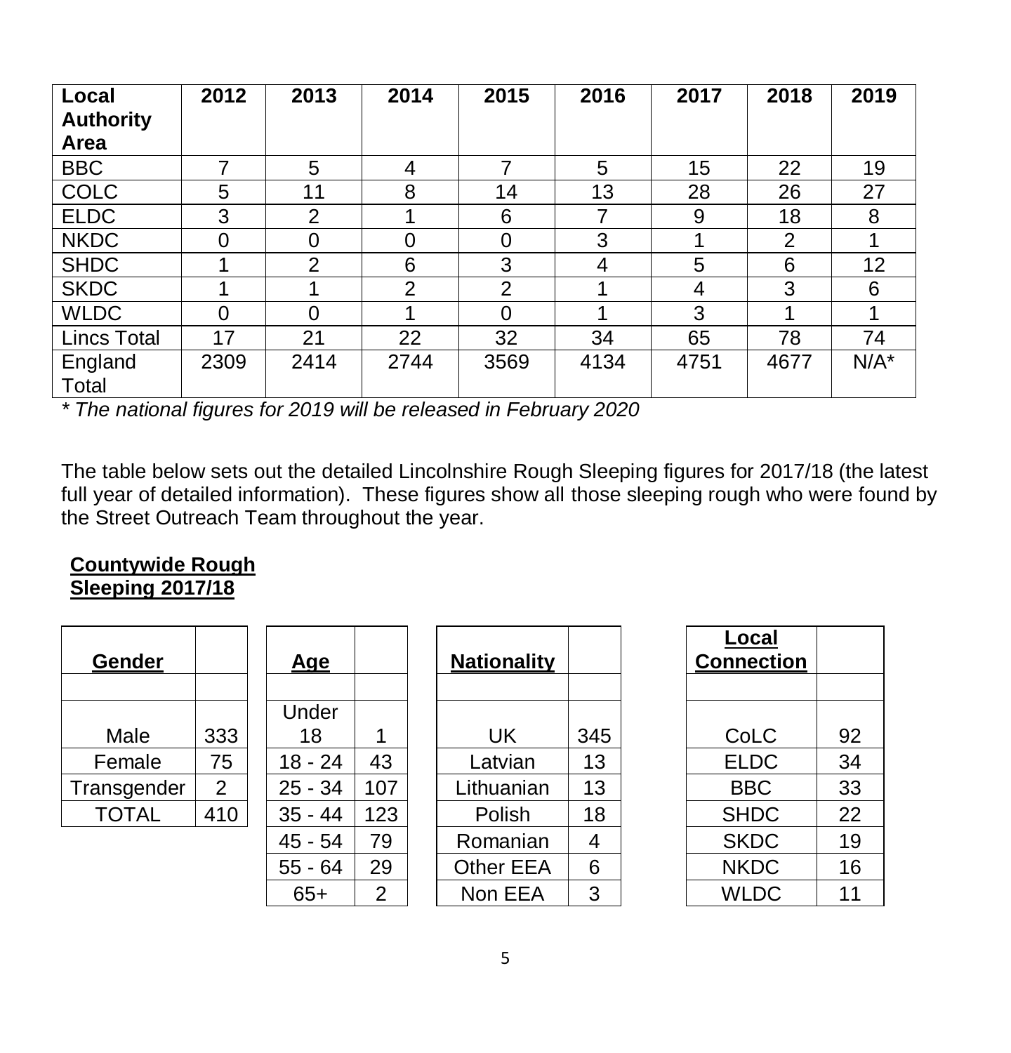| Local Authority Area | 2012 | 2013 | 2014 | 2015 | 2016 | 2017 | 2018 | 2019 |
|---|---|---|---|---|---|---|---|---|
| BBC | 7 | 5 | 4 | 7 | 5 | 15 | 22 | 19 |
| COLC | 5 | 11 | 8 | 14 | 13 | 28 | 26 | 27 |
| ELDC | 3 | 2 | 1 | 6 | 7 | 9 | 18 | 8 |
| NKDC | 0 | 0 | 0 | 0 | 3 | 1 | 2 | 1 |
| SHDC | 1 | 2 | 6 | 3 | 4 | 5 | 6 | 12 |
| SKDC | 1 | 1 | 2 | 2 | 1 | 4 | 3 | 6 |
| WLDC | 0 | 0 | 1 | 0 | 1 | 3 | 1 | 1 |
| Lincs Total | 17 | 21 | 22 | 32 | 34 | 65 | 78 | 74 |
| England Total | 2309 | 2414 | 2744 | 3569 | 4134 | 4751 | 4677 | N/A* |

*\* The national figures for 2019 will be released in February 2020*

The table below sets out the detailed Lincolnshire Rough Sleeping figures for 2017/18 (the latest full year of detailed information). These figures show all those sleeping rough who were found by the Street Outreach Team throughout the year.

**Countywide Rough Sleeping 2017/18**

| Gender | |
|---|---|
| Male | 333 |
| Female | 75 |
| Transgender | 2 |
| TOTAL | 410 |

| Age | |
|---|---|
| Under 18 | 1 |
| 18 - 24 | 43 |
| 25 - 34 | 107 |
| 35 - 44 | 123 |
| 45 - 54 | 79 |
| 55 - 64 | 29 |
| 65+ | 2 |

| Nationality | |
|---|---|
| UK | 345 |
| Latvian | 13 |
| Lithuanian | 13 |
| Polish | 18 |
| Romanian | 4 |
| Other EEA | 6 |
| Non EEA | 3 |

| Local Connection | |
|---|---|
| CoLC | 92 |
| ELDC | 34 |
| BBC | 33 |
| SHDC | 22 |
| SKDC | 19 |
| NKDC | 16 |
| WLDC | 11 |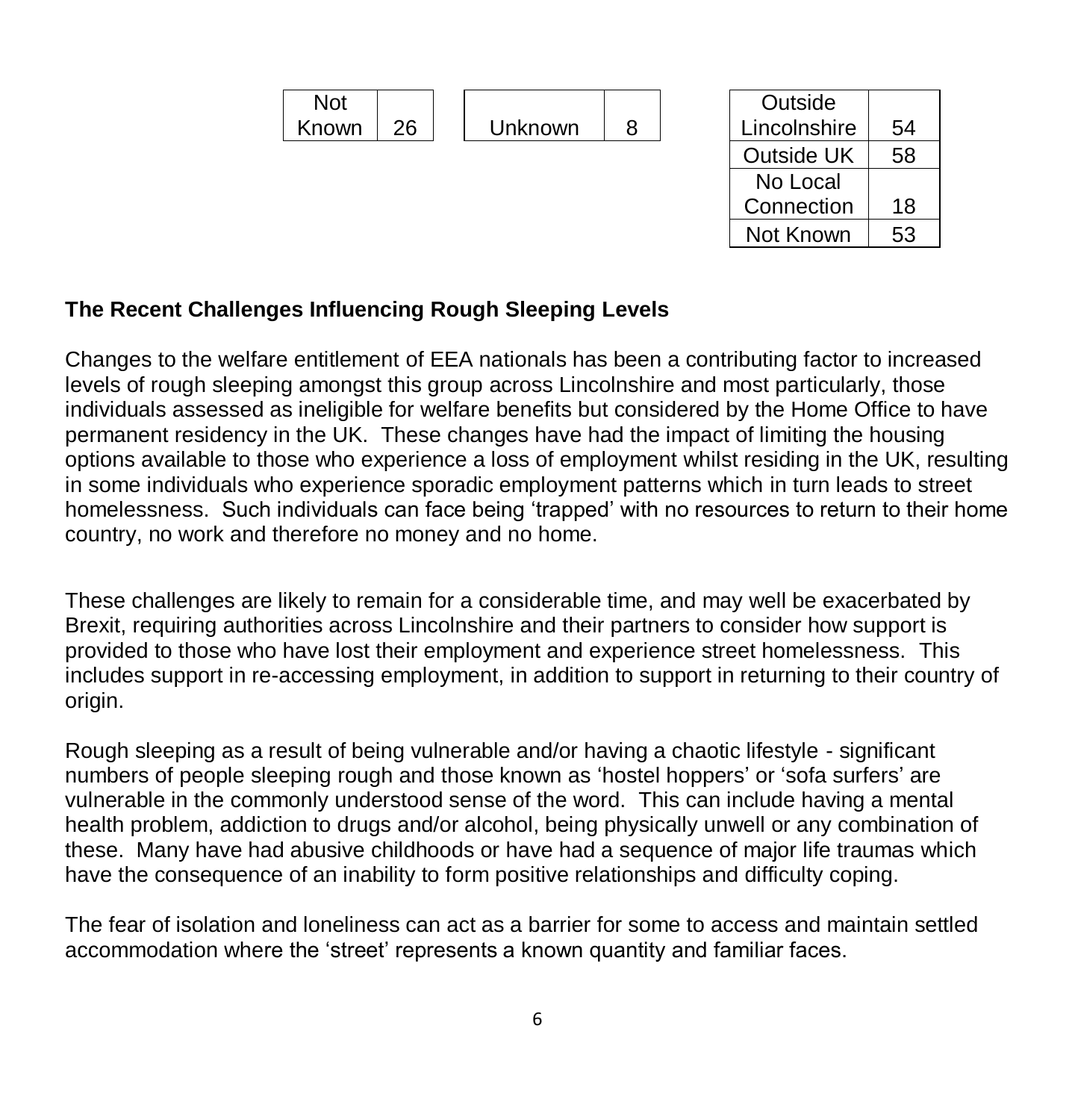| Not Known | 26 |
|---|---|

| Unknown | 8 |
|---|---|

| Outside Lincolnshire | 54 |
|---|---|
| Outside UK | 58 |
| No Local Connection | 18 |
| Not Known | 53 |

**The Recent Challenges Influencing Rough Sleeping Levels**

Changes to the welfare entitlement of EEA nationals has been a contributing factor to increased levels of rough sleeping amongst this group across Lincolnshire and most particularly, those individuals assessed as ineligible for welfare benefits but considered by the Home Office to have permanent residency in the UK. These changes have had the impact of limiting the housing options available to those who experience a loss of employment whilst residing in the UK, resulting in some individuals who experience sporadic employment patterns which in turn leads to street homelessness. Such individuals can face being 'trapped' with no resources to return to their home country, no work and therefore no money and no home.

These challenges are likely to remain for a considerable time, and may well be exacerbated by Brexit, requiring authorities across Lincolnshire and their partners to consider how support is provided to those who have lost their employment and experience street homelessness. This includes support in re-accessing employment, in addition to support in returning to their country of origin.

Rough sleeping as a result of being vulnerable and/or having a chaotic lifestyle - significant numbers of people sleeping rough and those known as 'hostel hoppers' or 'sofa surfers' are vulnerable in the commonly understood sense of the word. This can include having a mental health problem, addiction to drugs and/or alcohol, being physically unwell or any combination of these. Many have had abusive childhoods or have had a sequence of major life traumas which have the consequence of an inability to form positive relationships and difficulty coping.

The fear of isolation and loneliness can act as a barrier for some to access and maintain settled accommodation where the 'street' represents a known quantity and familiar faces.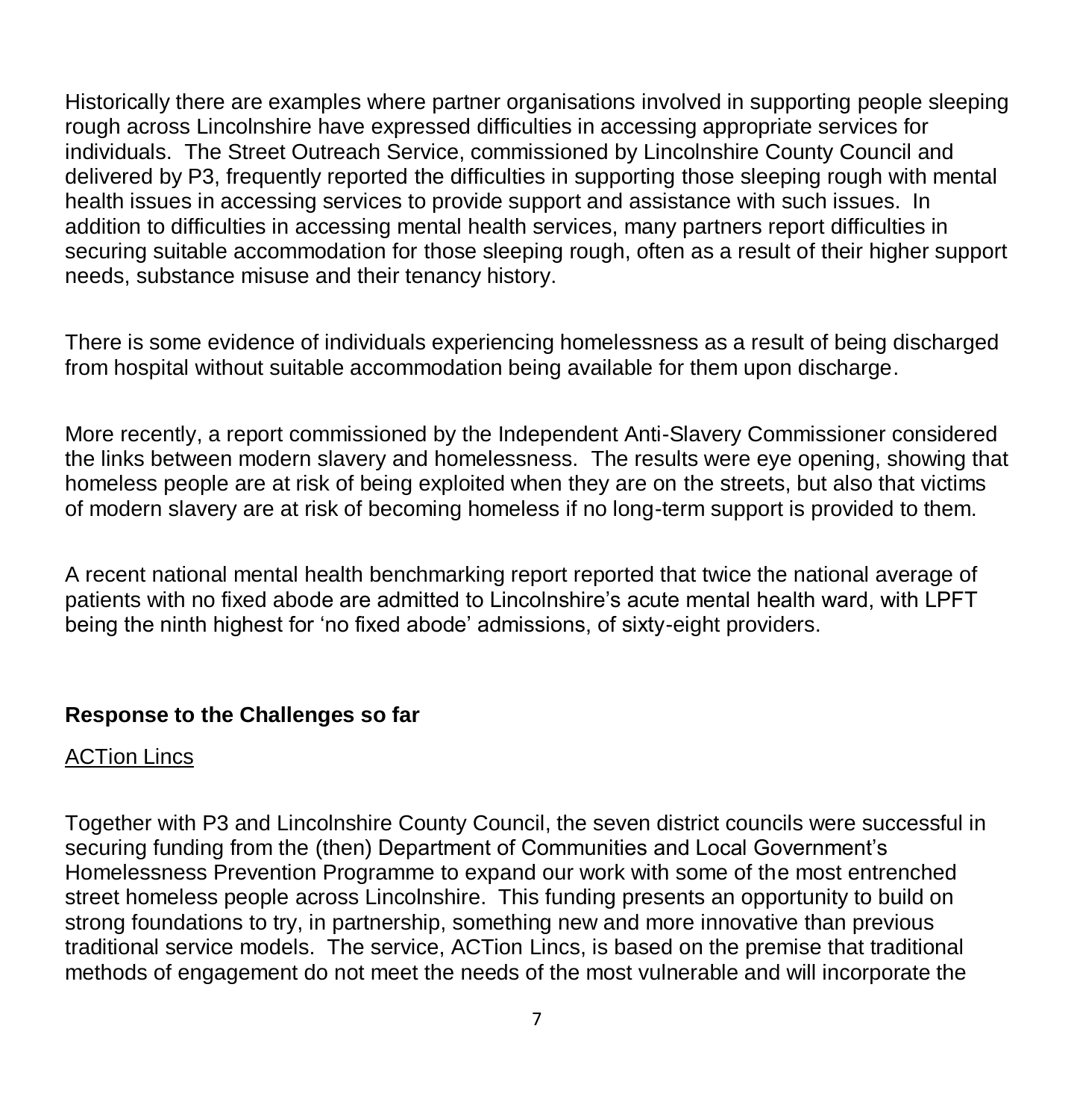Historically there are examples where partner organisations involved in supporting people sleeping rough across Lincolnshire have expressed difficulties in accessing appropriate services for individuals. The Street Outreach Service, commissioned by Lincolnshire County Council and delivered by P3, frequently reported the difficulties in supporting those sleeping rough with mental health issues in accessing services to provide support and assistance with such issues. In addition to difficulties in accessing mental health services, many partners report difficulties in securing suitable accommodation for those sleeping rough, often as a result of their higher support needs, substance misuse and their tenancy history.

There is some evidence of individuals experiencing homelessness as a result of being discharged from hospital without suitable accommodation being available for them upon discharge.

More recently, a report commissioned by the Independent Anti-Slavery Commissioner considered the links between modern slavery and homelessness. The results were eye opening, showing that homeless people are at risk of being exploited when they are on the streets, but also that victims of modern slavery are at risk of becoming homeless if no long-term support is provided to them.

A recent national mental health benchmarking report reported that twice the national average of patients with no fixed abode are admitted to Lincolnshire's acute mental health ward, with LPFT being the ninth highest for 'no fixed abode' admissions, of sixty-eight providers.

## Response to the Challenges so far

ACTion Lincs

Together with P3 and Lincolnshire County Council, the seven district councils were successful in securing funding from the (then) Department of Communities and Local Government's Homelessness Prevention Programme to expand our work with some of the most entrenched street homeless people across Lincolnshire. This funding presents an opportunity to build on strong foundations to try, in partnership, something new and more innovative than previous traditional service models. The service, ACTion Lincs, is based on the premise that traditional methods of engagement do not meet the needs of the most vulnerable and will incorporate the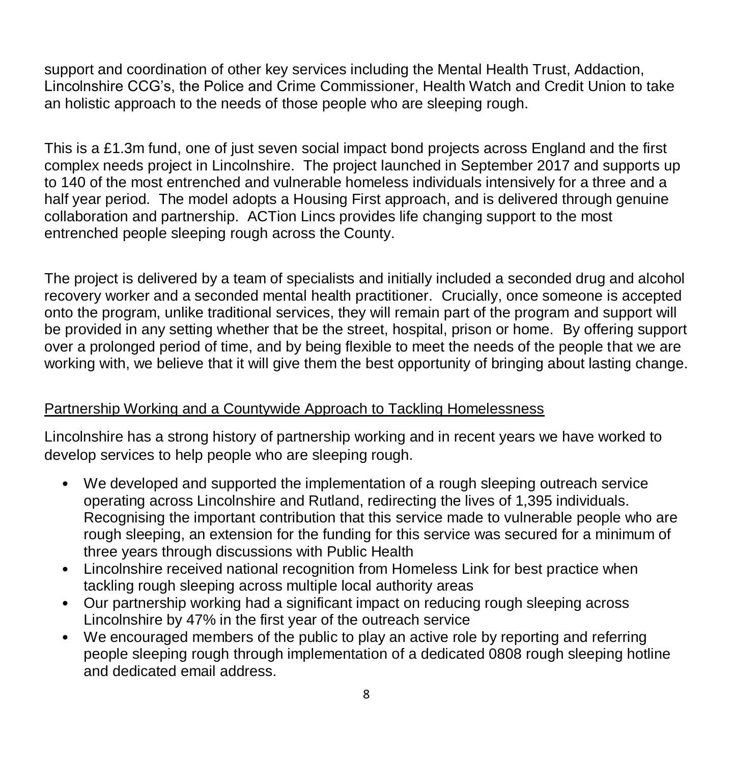support and coordination of other key services including the Mental Health Trust, Addaction, Lincolnshire CCG's, the Police and Crime Commissioner, Health Watch and Credit Union to take an holistic approach to the needs of those people who are sleeping rough.

This is a £1.3m fund, one of just seven social impact bond projects across England and the first complex needs project in Lincolnshire. The project launched in September 2017 and supports up to 140 of the most entrenched and vulnerable homeless individuals intensively for a three and a half year period. The model adopts a Housing First approach, and is delivered through genuine collaboration and partnership. ACTion Lincs provides life changing support to the most entrenched people sleeping rough across the County.

The project is delivered by a team of specialists and initially included a seconded drug and alcohol recovery worker and a seconded mental health practitioner. Crucially, once someone is accepted onto the program, unlike traditional services, they will remain part of the program and support will be provided in any setting whether that be the street, hospital, prison or home. By offering support over a prolonged period of time, and by being flexible to meet the needs of the people that we are working with, we believe that it will give them the best opportunity of bringing about lasting change.

## Partnership Working and a Countywide Approach to Tackling Homelessness

Lincolnshire has a strong history of partnership working and in recent years we have worked to develop services to help people who are sleeping rough.

- We developed and supported the implementation of a rough sleeping outreach service operating across Lincolnshire and Rutland, redirecting the lives of 1,395 individuals. Recognising the important contribution that this service made to vulnerable people who are rough sleeping, an extension for the funding for this service was secured for a minimum of three years through discussions with Public Health
- Lincolnshire received national recognition from Homeless Link for best practice when tackling rough sleeping across multiple local authority areas
- Our partnership working had a significant impact on reducing rough sleeping across Lincolnshire by 47% in the first year of the outreach service
- We encouraged members of the public to play an active role by reporting and referring people sleeping rough through implementation of a dedicated 0808 rough sleeping hotline and dedicated email address.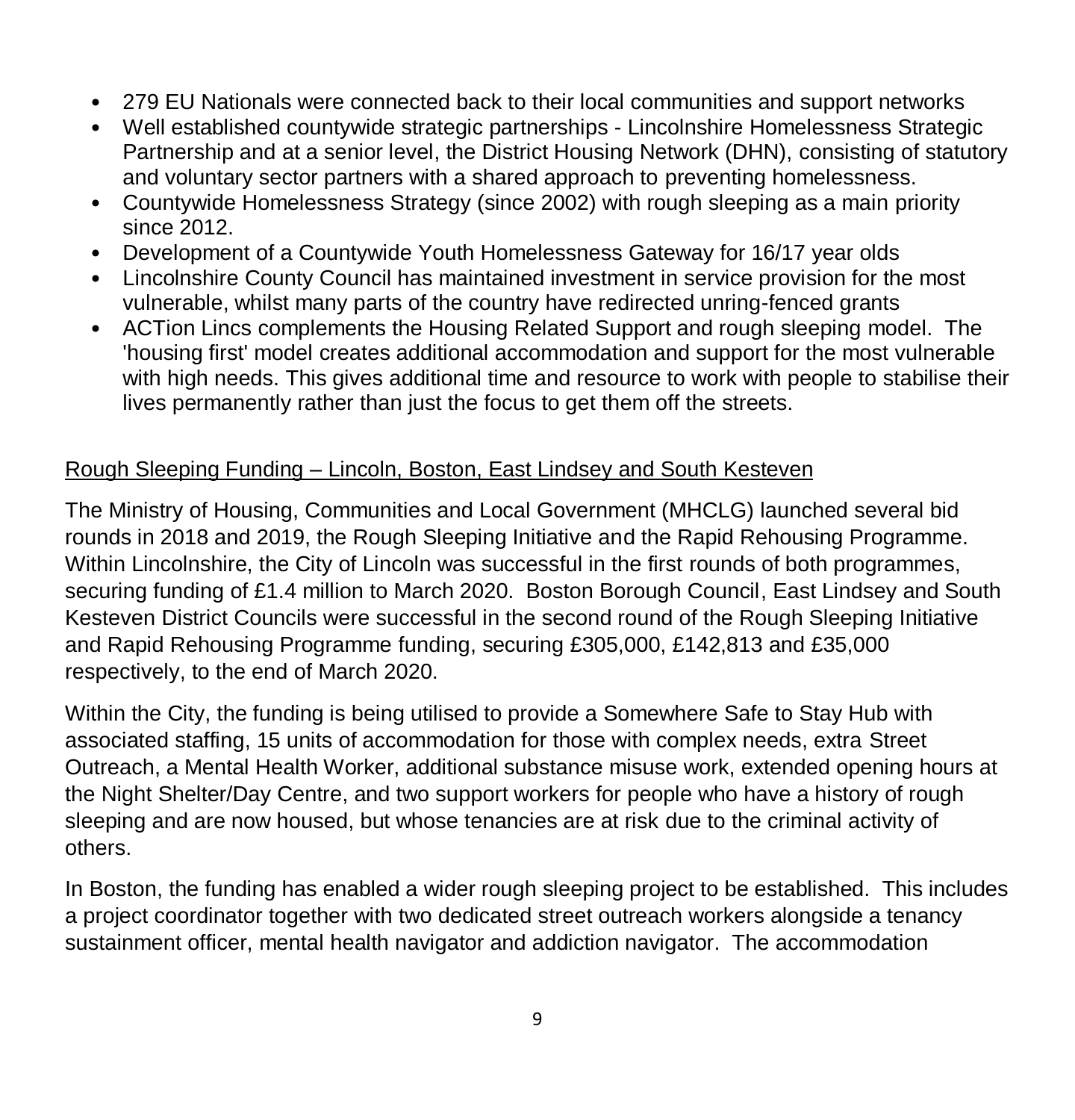- 279 EU Nationals were connected back to their local communities and support networks
- Well established countywide strategic partnerships - Lincolnshire Homelessness Strategic Partnership and at a senior level, the District Housing Network (DHN), consisting of statutory and voluntary sector partners with a shared approach to preventing homelessness.
- Countywide Homelessness Strategy (since 2002) with rough sleeping as a main priority since 2012.
- Development of a Countywide Youth Homelessness Gateway for 16/17 year olds
- Lincolnshire County Council has maintained investment in service provision for the most vulnerable, whilst many parts of the country have redirected unring-fenced grants
- ACTion Lincs complements the Housing Related Support and rough sleeping model. The 'housing first' model creates additional accommodation and support for the most vulnerable with high needs. This gives additional time and resource to work with people to stabilise their lives permanently rather than just the focus to get them off the streets.

<u>Rough Sleeping Funding – Lincoln, Boston, East Lindsey and South Kesteven</u>

The Ministry of Housing, Communities and Local Government (MHCLG) launched several bid rounds in 2018 and 2019, the Rough Sleeping Initiative and the Rapid Rehousing Programme. Within Lincolnshire, the City of Lincoln was successful in the first rounds of both programmes, securing funding of £1.4 million to March 2020. Boston Borough Council, East Lindsey and South Kesteven District Councils were successful in the second round of the Rough Sleeping Initiative and Rapid Rehousing Programme funding, securing £305,000, £142,813 and £35,000 respectively, to the end of March 2020.

Within the City, the funding is being utilised to provide a Somewhere Safe to Stay Hub with associated staffing, 15 units of accommodation for those with complex needs, extra Street Outreach, a Mental Health Worker, additional substance misuse work, extended opening hours at the Night Shelter/Day Centre, and two support workers for people who have a history of rough sleeping and are now housed, but whose tenancies are at risk due to the criminal activity of others.

In Boston, the funding has enabled a wider rough sleeping project to be established. This includes a project coordinator together with two dedicated street outreach workers alongside a tenancy sustainment officer, mental health navigator and addiction navigator. The accommodation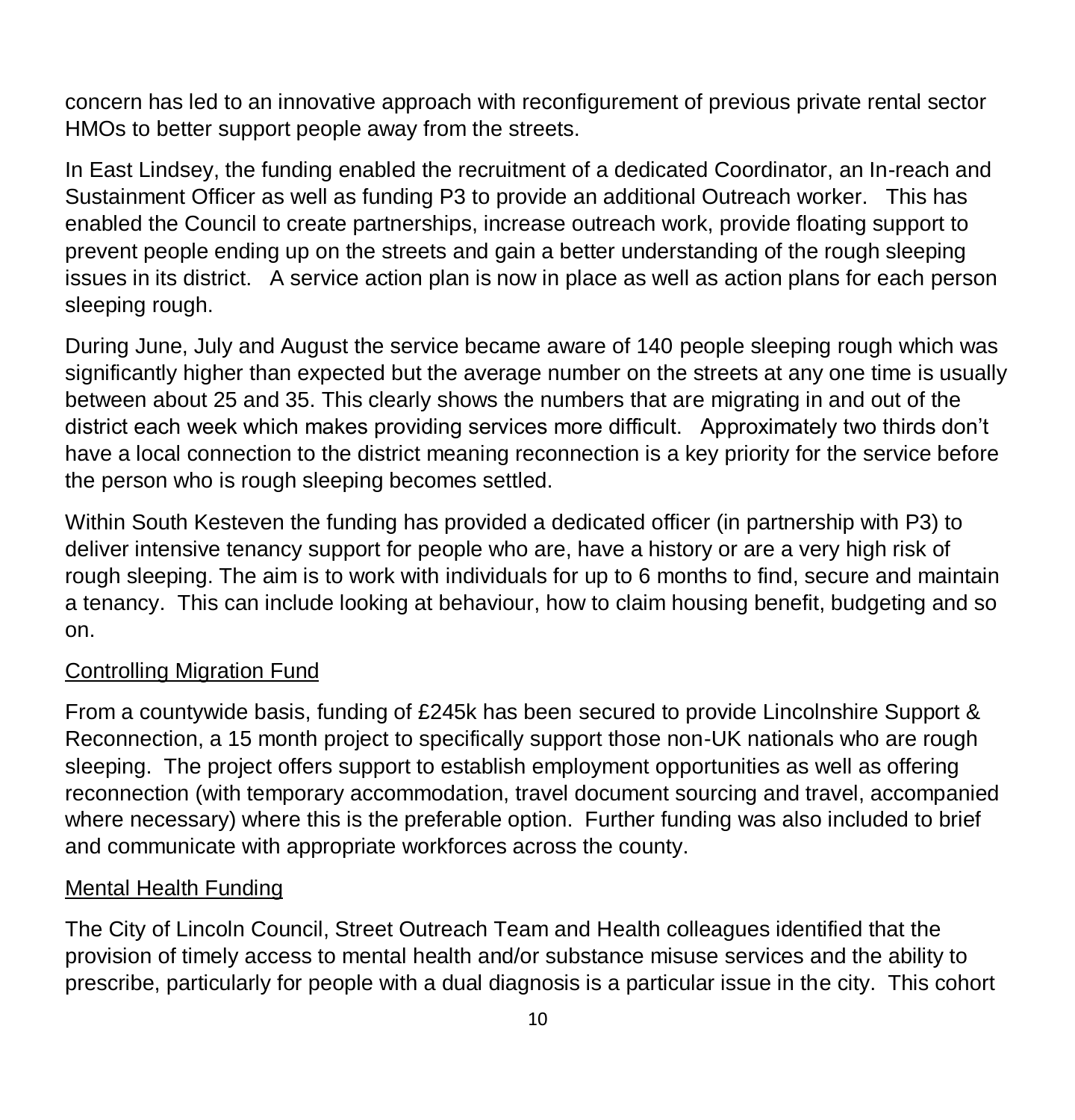concern has led to an innovative approach with reconfigurement of previous private rental sector HMOs to better support people away from the streets.

In East Lindsey, the funding enabled the recruitment of a dedicated Coordinator, an In-reach and Sustainment Officer as well as funding P3 to provide an additional Outreach worker. This has enabled the Council to create partnerships, increase outreach work, provide floating support to prevent people ending up on the streets and gain a better understanding of the rough sleeping issues in its district. A service action plan is now in place as well as action plans for each person sleeping rough.

During June, July and August the service became aware of 140 people sleeping rough which was significantly higher than expected but the average number on the streets at any one time is usually between about 25 and 35. This clearly shows the numbers that are migrating in and out of the district each week which makes providing services more difficult. Approximately two thirds don't have a local connection to the district meaning reconnection is a key priority for the service before the person who is rough sleeping becomes settled.

Within South Kesteven the funding has provided a dedicated officer (in partnership with P3) to deliver intensive tenancy support for people who are, have a history or are a very high risk of rough sleeping. The aim is to work with individuals for up to 6 months to find, secure and maintain a tenancy. This can include looking at behaviour, how to claim housing benefit, budgeting and so on.

<u>Controlling Migration Fund</u>

From a countywide basis, funding of £245k has been secured to provide Lincolnshire Support & Reconnection, a 15 month project to specifically support those non-UK nationals who are rough sleeping. The project offers support to establish employment opportunities as well as offering reconnection (with temporary accommodation, travel document sourcing and travel, accompanied where necessary) where this is the preferable option. Further funding was also included to brief and communicate with appropriate workforces across the county.

<u>Mental Health Funding</u>

The City of Lincoln Council, Street Outreach Team and Health colleagues identified that the provision of timely access to mental health and/or substance misuse services and the ability to prescribe, particularly for people with a dual diagnosis is a particular issue in the city. This cohort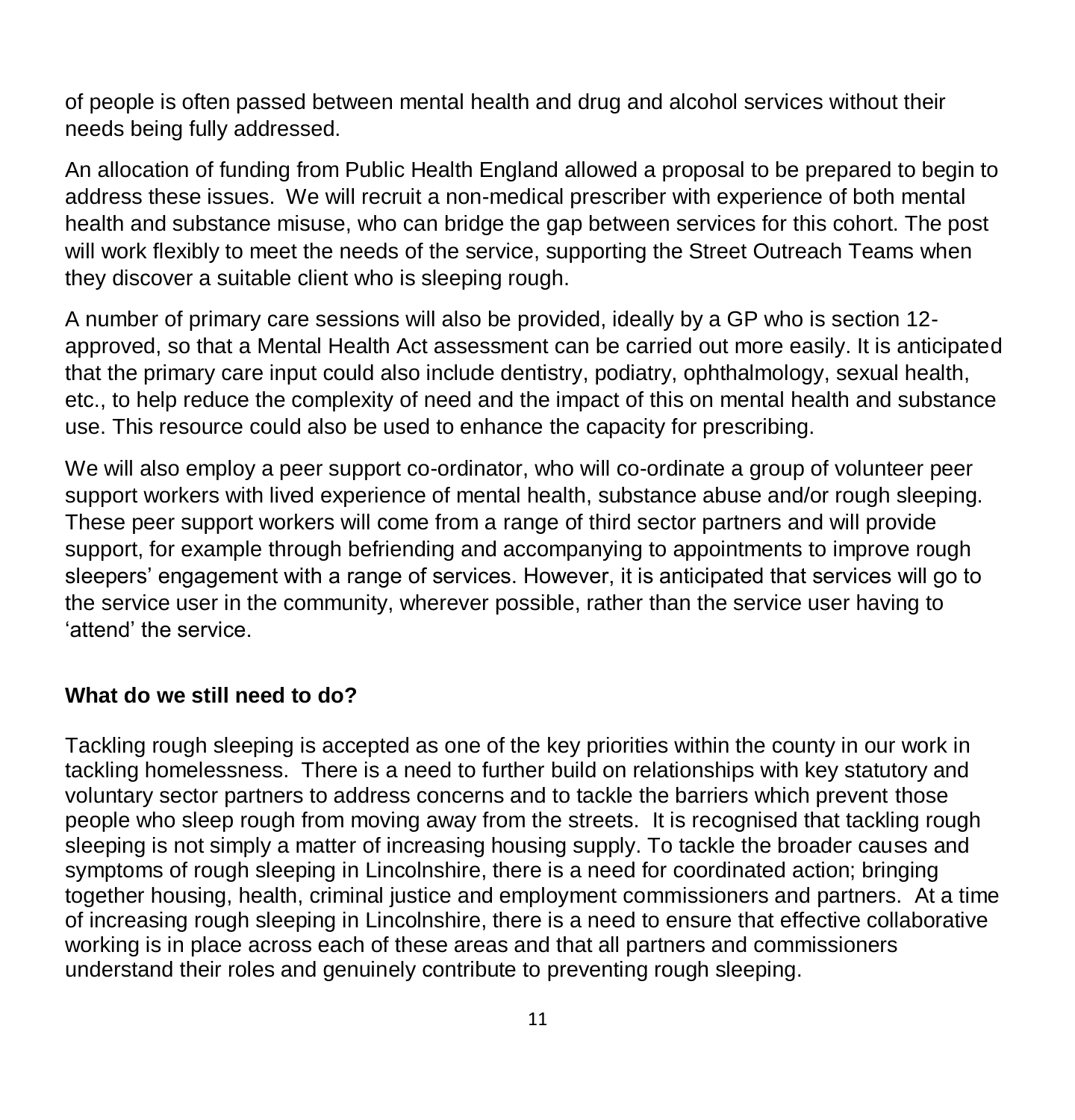of people is often passed between mental health and drug and alcohol services without their needs being fully addressed.

An allocation of funding from Public Health England allowed a proposal to be prepared to begin to address these issues. We will recruit a non-medical prescriber with experience of both mental health and substance misuse, who can bridge the gap between services for this cohort. The post will work flexibly to meet the needs of the service, supporting the Street Outreach Teams when they discover a suitable client who is sleeping rough.

A number of primary care sessions will also be provided, ideally by a GP who is section 12-approved, so that a Mental Health Act assessment can be carried out more easily. It is anticipated that the primary care input could also include dentistry, podiatry, ophthalmology, sexual health, etc., to help reduce the complexity of need and the impact of this on mental health and substance use. This resource could also be used to enhance the capacity for prescribing.

We will also employ a peer support co-ordinator, who will co-ordinate a group of volunteer peer support workers with lived experience of mental health, substance abuse and/or rough sleeping. These peer support workers will come from a range of third sector partners and will provide support, for example through befriending and accompanying to appointments to improve rough sleepers' engagement with a range of services. However, it is anticipated that services will go to the service user in the community, wherever possible, rather than the service user having to 'attend' the service.

## What do we still need to do?

Tackling rough sleeping is accepted as one of the key priorities within the county in our work in tackling homelessness. There is a need to further build on relationships with key statutory and voluntary sector partners to address concerns and to tackle the barriers which prevent those people who sleep rough from moving away from the streets. It is recognised that tackling rough sleeping is not simply a matter of increasing housing supply. To tackle the broader causes and symptoms of rough sleeping in Lincolnshire, there is a need for coordinated action; bringing together housing, health, criminal justice and employment commissioners and partners. At a time of increasing rough sleeping in Lincolnshire, there is a need to ensure that effective collaborative working is in place across each of these areas and that all partners and commissioners understand their roles and genuinely contribute to preventing rough sleeping.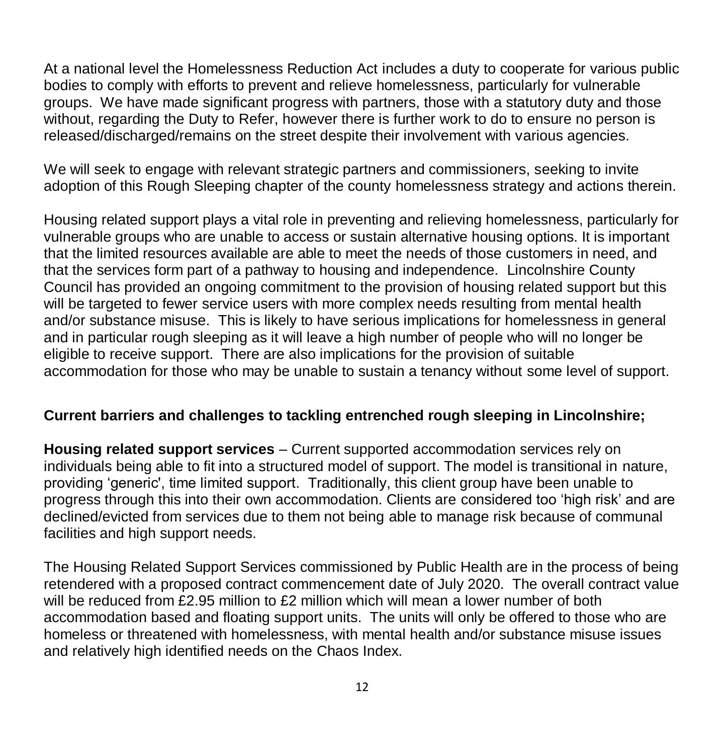At a national level the Homelessness Reduction Act includes a duty to cooperate for various public bodies to comply with efforts to prevent and relieve homelessness, particularly for vulnerable groups. We have made significant progress with partners, those with a statutory duty and those without, regarding the Duty to Refer, however there is further work to do to ensure no person is released/discharged/remains on the street despite their involvement with various agencies.

We will seek to engage with relevant strategic partners and commissioners, seeking to invite adoption of this Rough Sleeping chapter of the county homelessness strategy and actions therein.

Housing related support plays a vital role in preventing and relieving homelessness, particularly for vulnerable groups who are unable to access or sustain alternative housing options. It is important that the limited resources available are able to meet the needs of those customers in need, and that the services form part of a pathway to housing and independence. Lincolnshire County Council has provided an ongoing commitment to the provision of housing related support but this will be targeted to fewer service users with more complex needs resulting from mental health and/or substance misuse. This is likely to have serious implications for homelessness in general and in particular rough sleeping as it will leave a high number of people who will no longer be eligible to receive support. There are also implications for the provision of suitable accommodation for those who may be unable to sustain a tenancy without some level of support.

**Current barriers and challenges to tackling entrenched rough sleeping in Lincolnshire;**

**Housing related support services** – Current supported accommodation services rely on individuals being able to fit into a structured model of support. The model is transitional in nature, providing 'generic', time limited support. Traditionally, this client group have been unable to progress through this into their own accommodation. Clients are considered too 'high risk' and are declined/evicted from services due to them not being able to manage risk because of communal facilities and high support needs.

The Housing Related Support Services commissioned by Public Health are in the process of being retendered with a proposed contract commencement date of July 2020. The overall contract value will be reduced from £2.95 million to £2 million which will mean a lower number of both accommodation based and floating support units. The units will only be offered to those who are homeless or threatened with homelessness, with mental health and/or substance misuse issues and relatively high identified needs on the Chaos Index.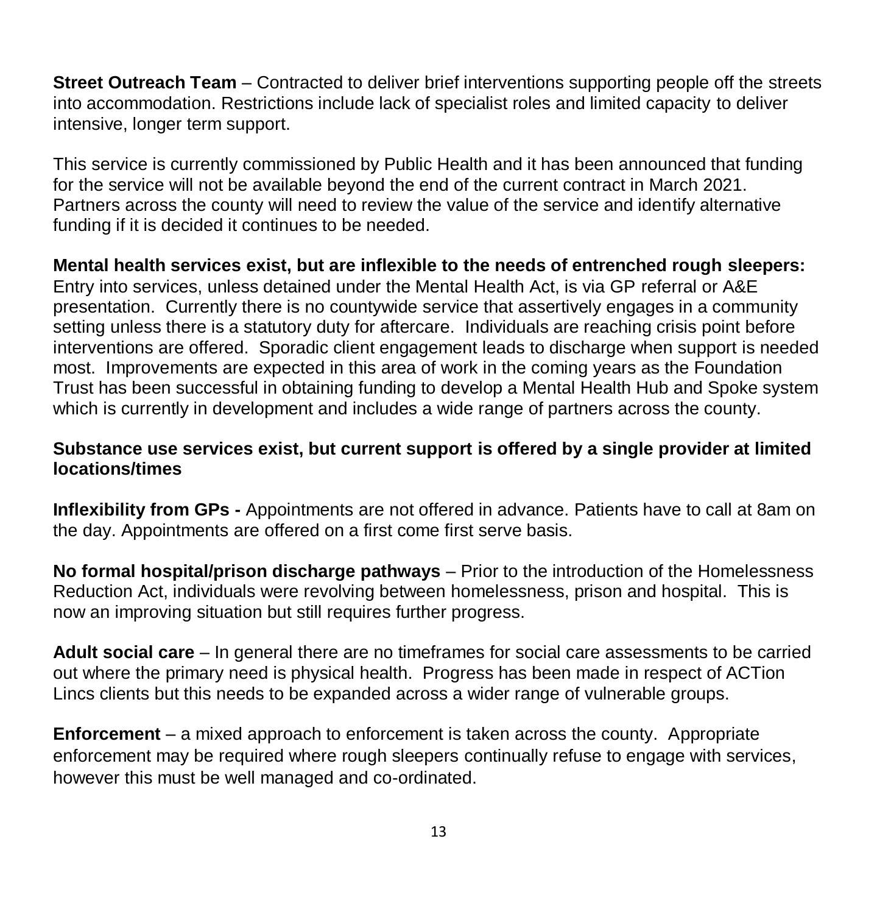**Street Outreach Team** – Contracted to deliver brief interventions supporting people off the streets into accommodation. Restrictions include lack of specialist roles and limited capacity to deliver intensive, longer term support.

This service is currently commissioned by Public Health and it has been announced that funding for the service will not be available beyond the end of the current contract in March 2021. Partners across the county will need to review the value of the service and identify alternative funding if it is decided it continues to be needed.

**Mental health services exist, but are inflexible to the needs of entrenched rough sleepers:** Entry into services, unless detained under the Mental Health Act, is via GP referral or A&E presentation. Currently there is no countywide service that assertively engages in a community setting unless there is a statutory duty for aftercare. Individuals are reaching crisis point before interventions are offered. Sporadic client engagement leads to discharge when support is needed most. Improvements are expected in this area of work in the coming years as the Foundation Trust has been successful in obtaining funding to develop a Mental Health Hub and Spoke system which is currently in development and includes a wide range of partners across the county.

**Substance use services exist, but current support is offered by a single provider at limited locations/times**

**Inflexibility from GPs -** Appointments are not offered in advance. Patients have to call at 8am on the day. Appointments are offered on a first come first serve basis.

**No formal hospital/prison discharge pathways** – Prior to the introduction of the Homelessness Reduction Act, individuals were revolving between homelessness, prison and hospital. This is now an improving situation but still requires further progress.

**Adult social care** – In general there are no timeframes for social care assessments to be carried out where the primary need is physical health. Progress has been made in respect of ACTion Lincs clients but this needs to be expanded across a wider range of vulnerable groups.

**Enforcement** – a mixed approach to enforcement is taken across the county. Appropriate enforcement may be required where rough sleepers continually refuse to engage with services, however this must be well managed and co-ordinated.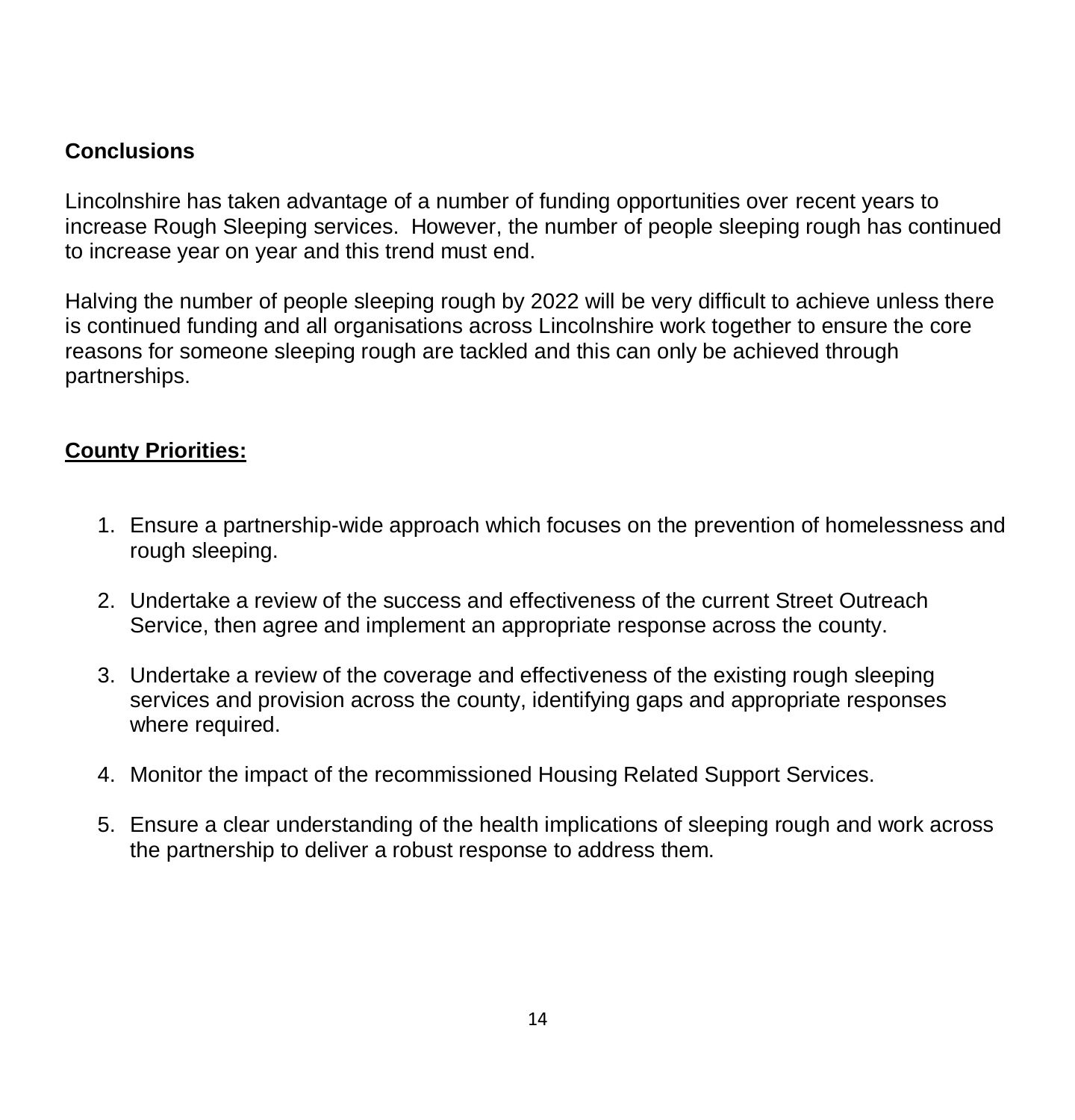## Conclusions

Lincolnshire has taken advantage of a number of funding opportunities over recent years to increase Rough Sleeping services. However, the number of people sleeping rough has continued to increase year on year and this trend must end.

Halving the number of people sleeping rough by 2022 will be very difficult to achieve unless there is continued funding and all organisations across Lincolnshire work together to ensure the core reasons for someone sleeping rough are tackled and this can only be achieved through partnerships.

## County Priorities:

1. Ensure a partnership-wide approach which focuses on the prevention of homelessness and rough sleeping.
2. Undertake a review of the success and effectiveness of the current Street Outreach Service, then agree and implement an appropriate response across the county.
3. Undertake a review of the coverage and effectiveness of the existing rough sleeping services and provision across the county, identifying gaps and appropriate responses where required.
4. Monitor the impact of the recommissioned Housing Related Support Services.
5. Ensure a clear understanding of the health implications of sleeping rough and work across the partnership to deliver a robust response to address them.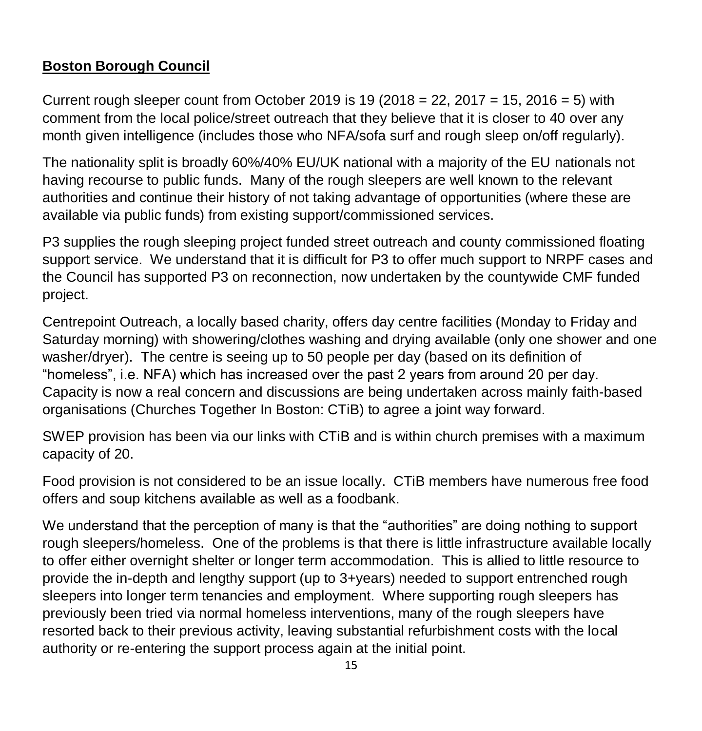## **Boston Borough Council**

Current rough sleeper count from October 2019 is 19 (2018 = 22, 2017 = 15, 2016 = 5) with comment from the local police/street outreach that they believe that it is closer to 40 over any month given intelligence (includes those who NFA/sofa surf and rough sleep on/off regularly).

The nationality split is broadly 60%/40% EU/UK national with a majority of the EU nationals not having recourse to public funds. Many of the rough sleepers are well known to the relevant authorities and continue their history of not taking advantage of opportunities (where these are available via public funds) from existing support/commissioned services.

P3 supplies the rough sleeping project funded street outreach and county commissioned floating support service. We understand that it is difficult for P3 to offer much support to NRPF cases and the Council has supported P3 on reconnection, now undertaken by the countywide CMF funded project.

Centrepoint Outreach, a locally based charity, offers day centre facilities (Monday to Friday and Saturday morning) with showering/clothes washing and drying available (only one shower and one washer/dryer). The centre is seeing up to 50 people per day (based on its definition of "homeless", i.e. NFA) which has increased over the past 2 years from around 20 per day. Capacity is now a real concern and discussions are being undertaken across mainly faith-based organisations (Churches Together In Boston: CTiB) to agree a joint way forward.

SWEP provision has been via our links with CTiB and is within church premises with a maximum capacity of 20.

Food provision is not considered to be an issue locally. CTiB members have numerous free food offers and soup kitchens available as well as a foodbank.

We understand that the perception of many is that the "authorities" are doing nothing to support rough sleepers/homeless. One of the problems is that there is little infrastructure available locally to offer either overnight shelter or longer term accommodation. This is allied to little resource to provide the in-depth and lengthy support (up to 3+years) needed to support entrenched rough sleepers into longer term tenancies and employment. Where supporting rough sleepers has previously been tried via normal homeless interventions, many of the rough sleepers have resorted back to their previous activity, leaving substantial refurbishment costs with the local authority or re-entering the support process again at the initial point.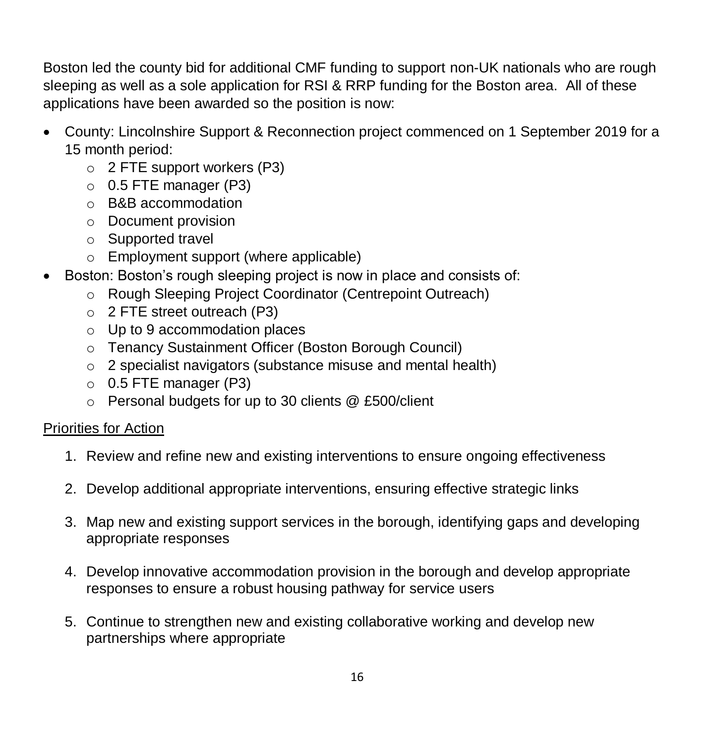Boston led the county bid for additional CMF funding to support non-UK nationals who are rough sleeping as well as a sole application for RSI & RRP funding for the Boston area. All of these applications have been awarded so the position is now:

- County: Lincolnshire Support & Reconnection project commenced on 1 September 2019 for a 15 month period:
  - 2 FTE support workers (P3)
  - 0.5 FTE manager (P3)
  - B&B accommodation
  - Document provision
  - Supported travel
  - Employment support (where applicable)
- Boston: Boston's rough sleeping project is now in place and consists of:
  - Rough Sleeping Project Coordinator (Centrepoint Outreach)
  - 2 FTE street outreach (P3)
  - Up to 9 accommodation places
  - Tenancy Sustainment Officer (Boston Borough Council)
  - 2 specialist navigators (substance misuse and mental health)
  - 0.5 FTE manager (P3)
  - Personal budgets for up to 30 clients @ £500/client

<u>Priorities for Action</u>

1. Review and refine new and existing interventions to ensure ongoing effectiveness
2. Develop additional appropriate interventions, ensuring effective strategic links
3. Map new and existing support services in the borough, identifying gaps and developing appropriate responses
4. Develop innovative accommodation provision in the borough and develop appropriate responses to ensure a robust housing pathway for service users
5. Continue to strengthen new and existing collaborative working and develop new partnerships where appropriate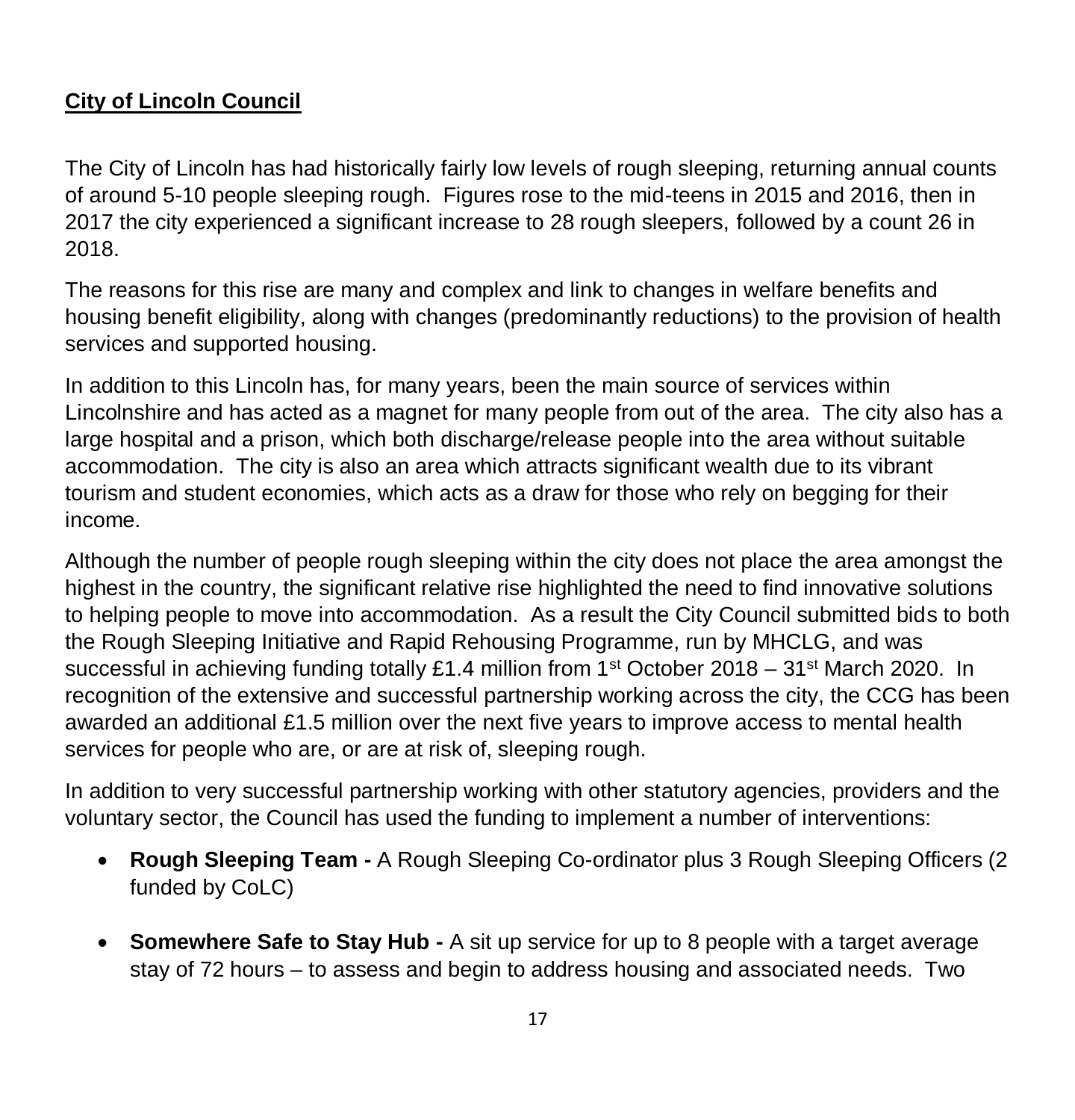## City of Lincoln Council

The City of Lincoln has had historically fairly low levels of rough sleeping, returning annual counts of around 5-10 people sleeping rough. Figures rose to the mid-teens in 2015 and 2016, then in 2017 the city experienced a significant increase to 28 rough sleepers, followed by a count 26 in 2018.

The reasons for this rise are many and complex and link to changes in welfare benefits and housing benefit eligibility, along with changes (predominantly reductions) to the provision of health services and supported housing.

In addition to this Lincoln has, for many years, been the main source of services within Lincolnshire and has acted as a magnet for many people from out of the area. The city also has a large hospital and a prison, which both discharge/release people into the area without suitable accommodation. The city is also an area which attracts significant wealth due to its vibrant tourism and student economies, which acts as a draw for those who rely on begging for their income.

Although the number of people rough sleeping within the city does not place the area amongst the highest in the country, the significant relative rise highlighted the need to find innovative solutions to helping people to move into accommodation. As a result the City Council submitted bids to both the Rough Sleeping Initiative and Rapid Rehousing Programme, run by MHCLG, and was successful in achieving funding totally £1.4 million from 1st October 2018 – 31st March 2020. In recognition of the extensive and successful partnership working across the city, the CCG has been awarded an additional £1.5 million over the next five years to improve access to mental health services for people who are, or are at risk of, sleeping rough.

In addition to very successful partnership working with other statutory agencies, providers and the voluntary sector, the Council has used the funding to implement a number of interventions:

- **Rough Sleeping Team -** A Rough Sleeping Co-ordinator plus 3 Rough Sleeping Officers (2 funded by CoLC)
- **Somewhere Safe to Stay Hub -** A sit up service for up to 8 people with a target average stay of 72 hours – to assess and begin to address housing and associated needs. Two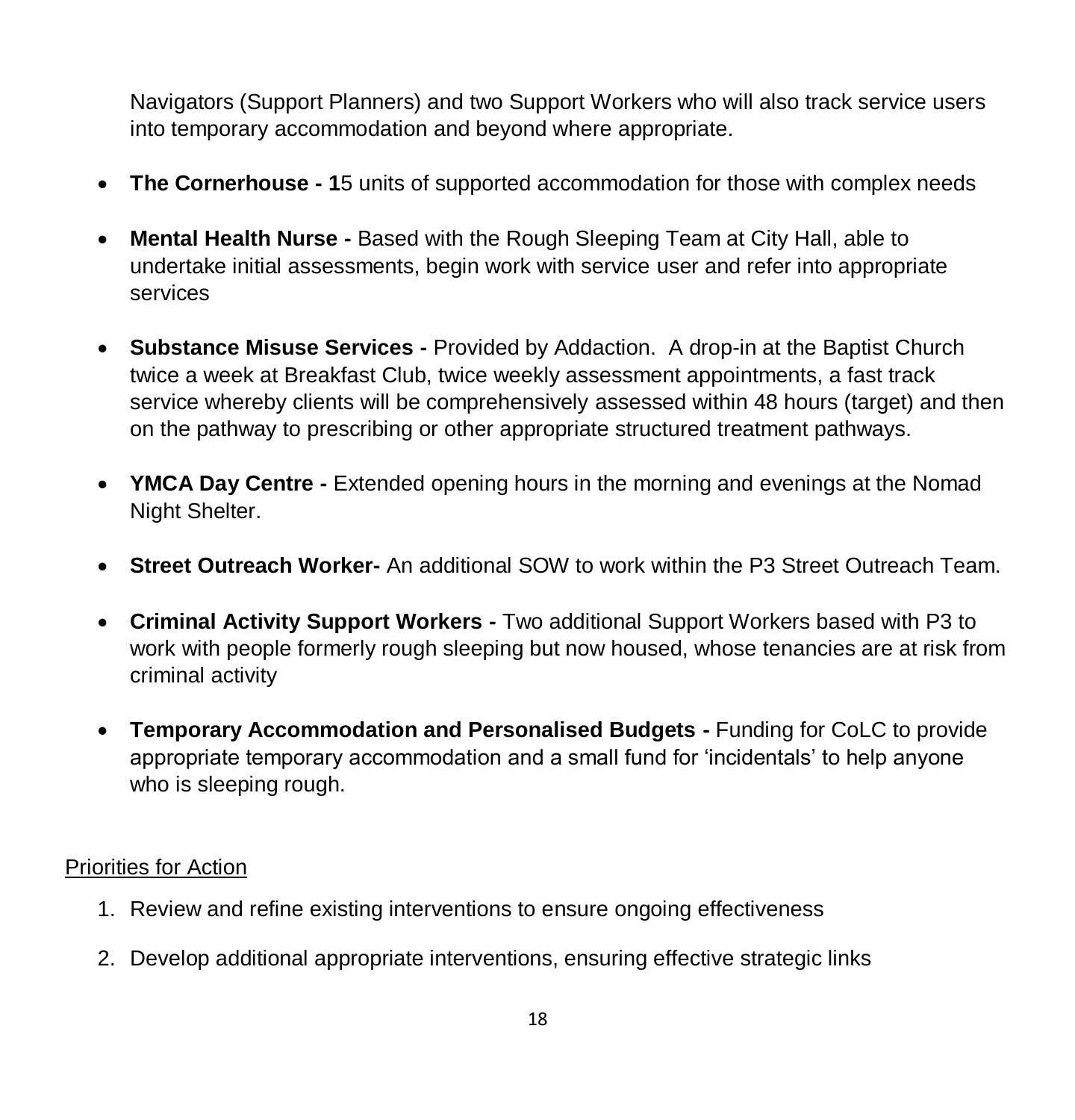Navigators (Support Planners) and two Support Workers who will also track service users into temporary accommodation and beyond where appropriate.

- **The Cornerhouse - 1**5 units of supported accommodation for those with complex needs
- **Mental Health Nurse -** Based with the Rough Sleeping Team at City Hall, able to undertake initial assessments, begin work with service user and refer into appropriate services
- **Substance Misuse Services -** Provided by Addaction. A drop-in at the Baptist Church twice a week at Breakfast Club, twice weekly assessment appointments, a fast track service whereby clients will be comprehensively assessed within 48 hours (target) and then on the pathway to prescribing or other appropriate structured treatment pathways.
- **YMCA Day Centre -** Extended opening hours in the morning and evenings at the Nomad Night Shelter.
- **Street Outreach Worker-** An additional SOW to work within the P3 Street Outreach Team.
- **Criminal Activity Support Workers -** Two additional Support Workers based with P3 to work with people formerly rough sleeping but now housed, whose tenancies are at risk from criminal activity
- **Temporary Accommodation and Personalised Budgets -** Funding for CoLC to provide appropriate temporary accommodation and a small fund for 'incidentals' to help anyone who is sleeping rough.

<u>Priorities for Action</u>

1. Review and refine existing interventions to ensure ongoing effectiveness
2. Develop additional appropriate interventions, ensuring effective strategic links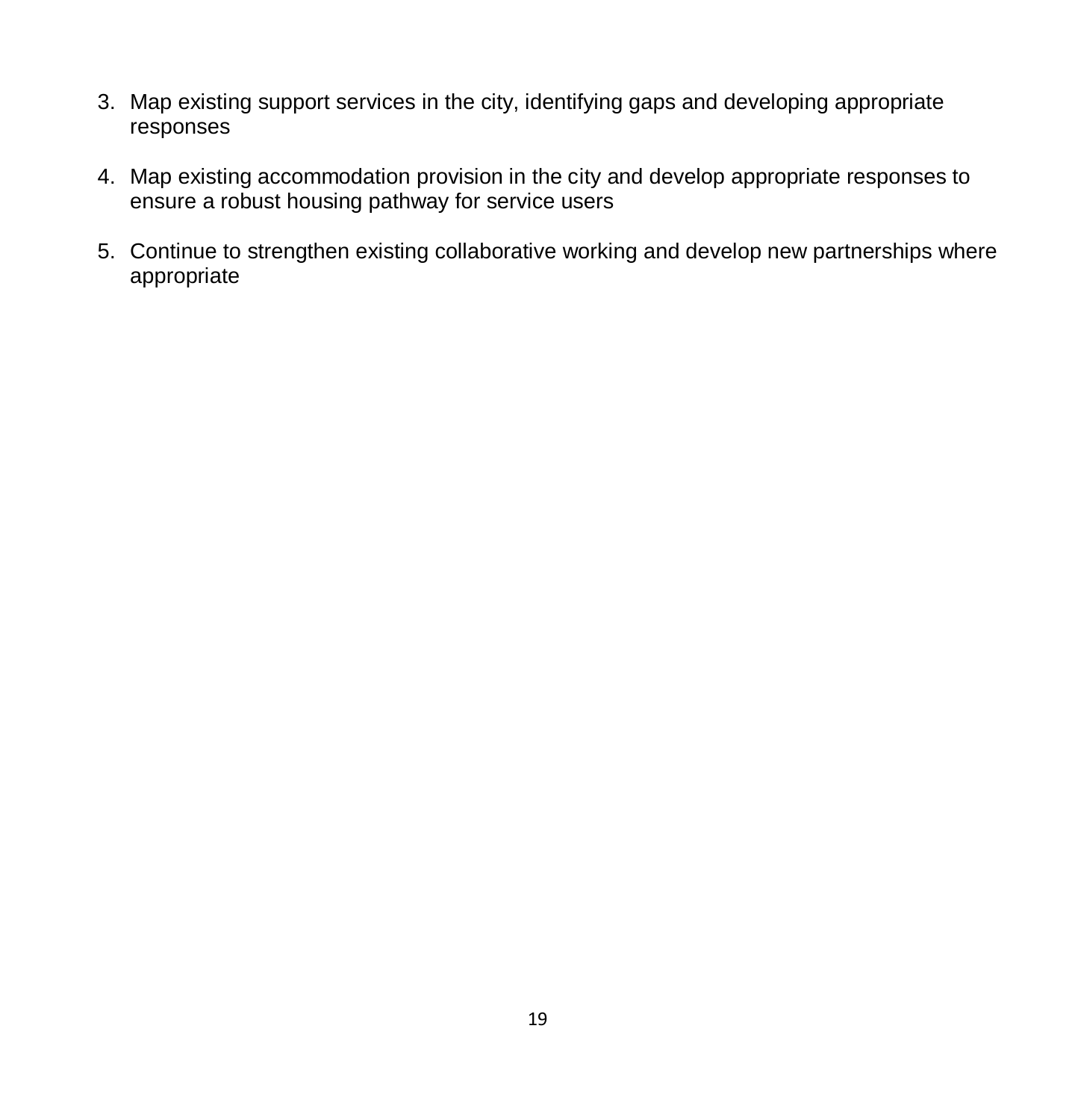3. Map existing support services in the city, identifying gaps and developing appropriate responses

4. Map existing accommodation provision in the city and develop appropriate responses to ensure a robust housing pathway for service users

5. Continue to strengthen existing collaborative working and develop new partnerships where appropriate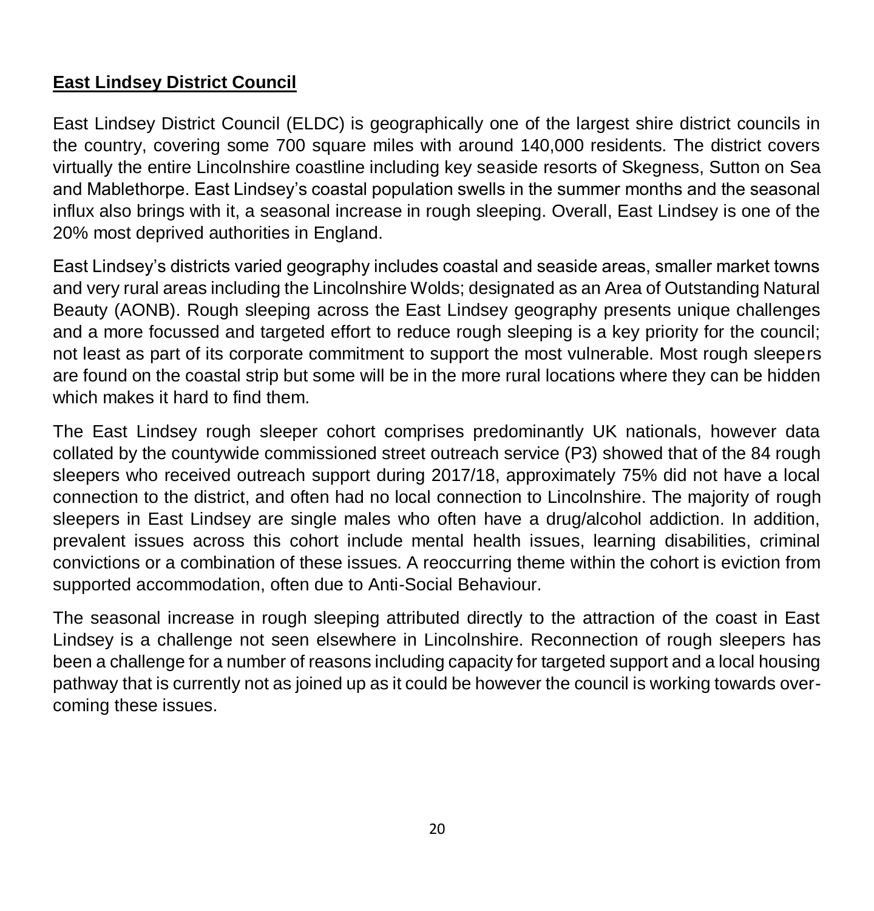## East Lindsey District Council

East Lindsey District Council (ELDC) is geographically one of the largest shire district councils in the country, covering some 700 square miles with around 140,000 residents. The district covers virtually the entire Lincolnshire coastline including key seaside resorts of Skegness, Sutton on Sea and Mablethorpe. East Lindsey's coastal population swells in the summer months and the seasonal influx also brings with it, a seasonal increase in rough sleeping. Overall, East Lindsey is one of the 20% most deprived authorities in England.

East Lindsey's districts varied geography includes coastal and seaside areas, smaller market towns and very rural areas including the Lincolnshire Wolds; designated as an Area of Outstanding Natural Beauty (AONB). Rough sleeping across the East Lindsey geography presents unique challenges and a more focussed and targeted effort to reduce rough sleeping is a key priority for the council; not least as part of its corporate commitment to support the most vulnerable. Most rough sleepers are found on the coastal strip but some will be in the more rural locations where they can be hidden which makes it hard to find them.

The East Lindsey rough sleeper cohort comprises predominantly UK nationals, however data collated by the countywide commissioned street outreach service (P3) showed that of the 84 rough sleepers who received outreach support during 2017/18, approximately 75% did not have a local connection to the district, and often had no local connection to Lincolnshire. The majority of rough sleepers in East Lindsey are single males who often have a drug/alcohol addiction. In addition, prevalent issues across this cohort include mental health issues, learning disabilities, criminal convictions or a combination of these issues. A reoccurring theme within the cohort is eviction from supported accommodation, often due to Anti-Social Behaviour.

The seasonal increase in rough sleeping attributed directly to the attraction of the coast in East Lindsey is a challenge not seen elsewhere in Lincolnshire. Reconnection of rough sleepers has been a challenge for a number of reasons including capacity for targeted support and a local housing pathway that is currently not as joined up as it could be however the council is working towards over-coming these issues.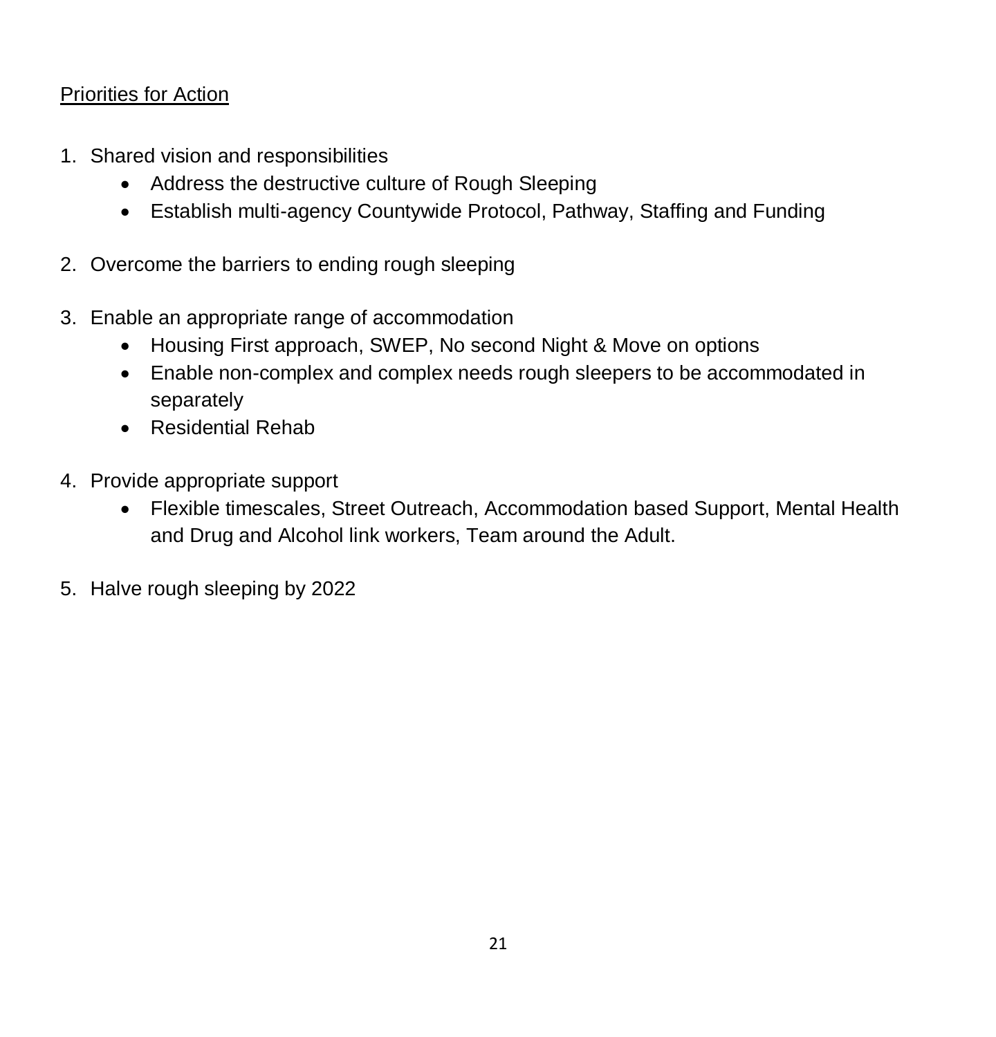Priorities for Action

1. Shared vision and responsibilities
    - Address the destructive culture of Rough Sleeping
    - Establish multi-agency Countywide Protocol, Pathway, Staffing and Funding

2. Overcome the barriers to ending rough sleeping

3. Enable an appropriate range of accommodation
    - Housing First approach, SWEP, No second Night & Move on options
    - Enable non-complex and complex needs rough sleepers to be accommodated in separately
    - Residential Rehab

4. Provide appropriate support
    - Flexible timescales, Street Outreach, Accommodation based Support, Mental Health and Drug and Alcohol link workers, Team around the Adult.

5. Halve rough sleeping by 2022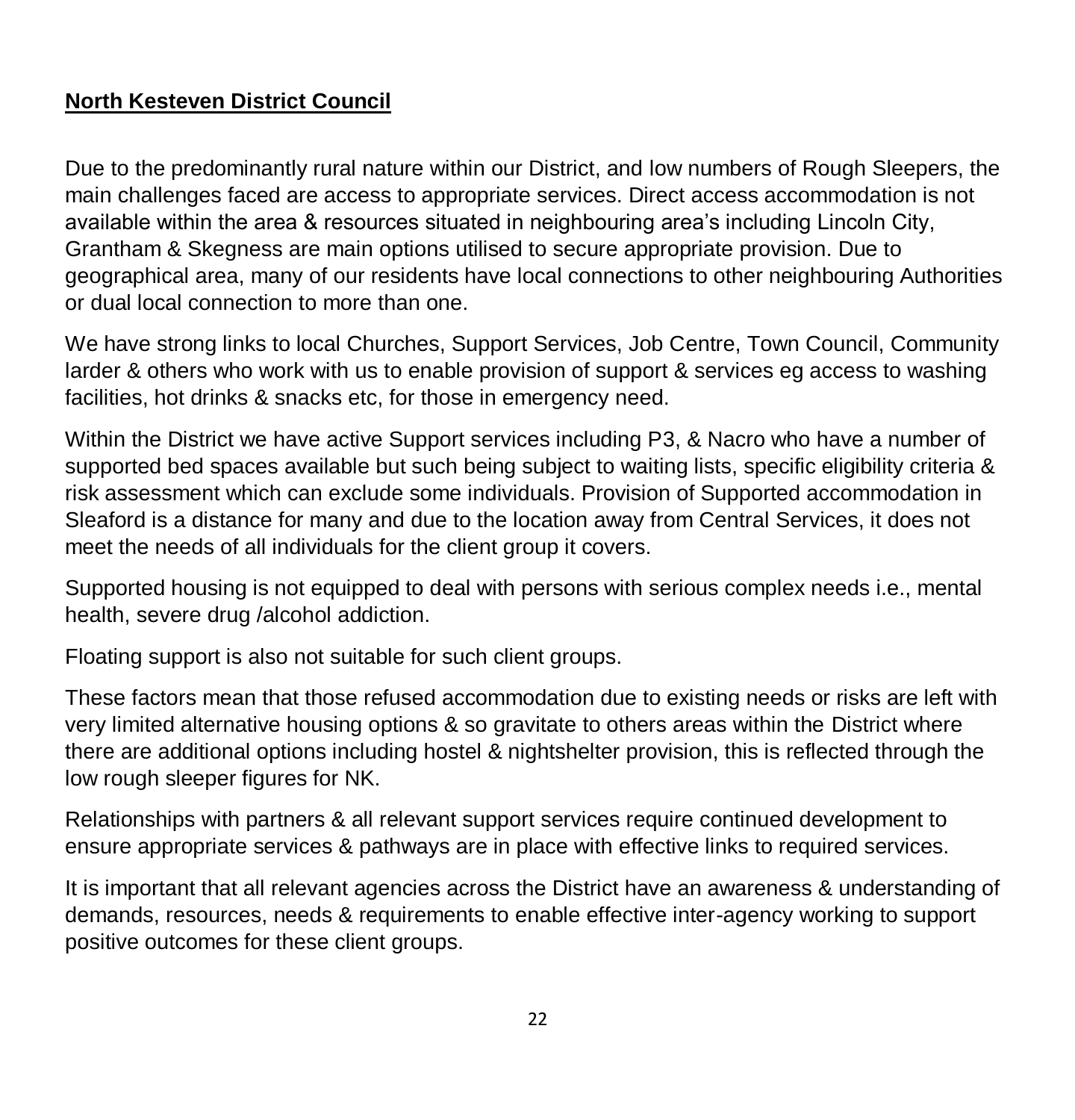**North Kesteven District Council**

Due to the predominantly rural nature within our District, and low numbers of Rough Sleepers, the main challenges faced are access to appropriate services. Direct access accommodation is not available within the area & resources situated in neighbouring area's including Lincoln City, Grantham & Skegness are main options utilised to secure appropriate provision. Due to geographical area, many of our residents have local connections to other neighbouring Authorities or dual local connection to more than one.

We have strong links to local Churches, Support Services, Job Centre, Town Council, Community larder & others who work with us to enable provision of support & services eg access to washing facilities, hot drinks & snacks etc, for those in emergency need.

Within the District we have active Support services including P3, & Nacro who have a number of supported bed spaces available but such being subject to waiting lists, specific eligibility criteria & risk assessment which can exclude some individuals. Provision of Supported accommodation in Sleaford is a distance for many and due to the location away from Central Services, it does not meet the needs of all individuals for the client group it covers.

Supported housing is not equipped to deal with persons with serious complex needs i.e., mental health, severe drug /alcohol addiction.

Floating support is also not suitable for such client groups.

These factors mean that those refused accommodation due to existing needs or risks are left with very limited alternative housing options & so gravitate to others areas within the District where there are additional options including hostel & nightshelter provision, this is reflected through the low rough sleeper figures for NK.

Relationships with partners & all relevant support services require continued development to ensure appropriate services & pathways are in place with effective links to required services.

It is important that all relevant agencies across the District have an awareness & understanding of demands, resources, needs & requirements to enable effective inter-agency working to support positive outcomes for these client groups.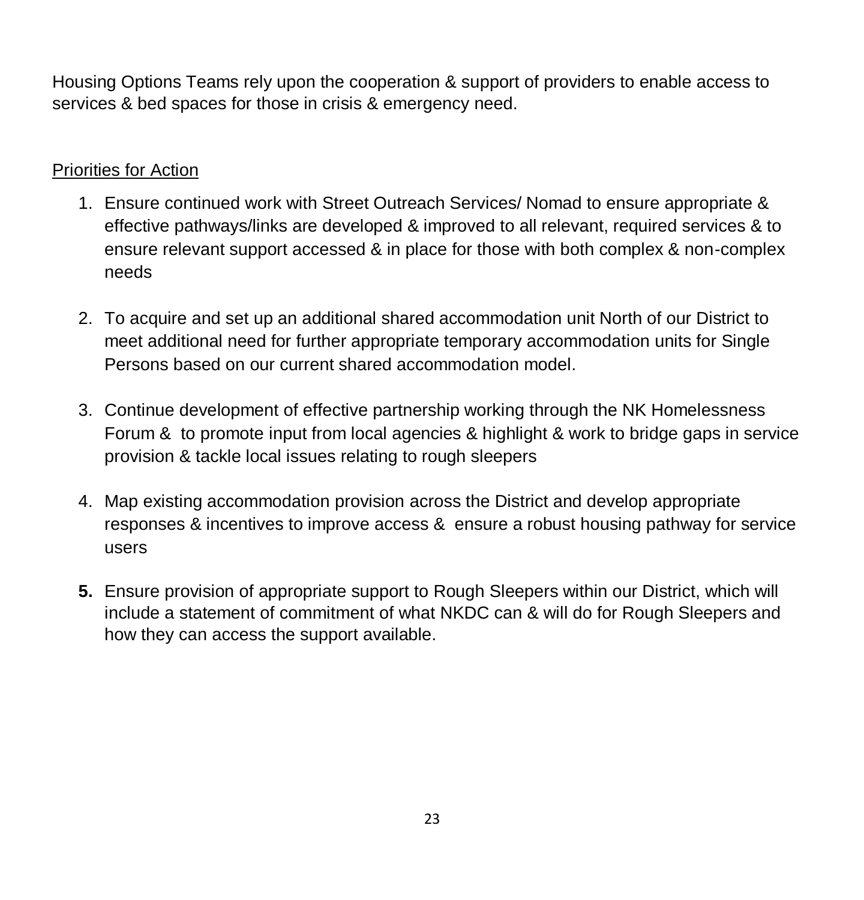Housing Options Teams rely upon the cooperation & support of providers to enable access to services & bed spaces for those in crisis & emergency need.

<u>Priorities for Action</u>

1. Ensure continued work with Street Outreach Services/ Nomad to ensure appropriate & effective pathways/links are developed & improved to all relevant, required services & to ensure relevant support accessed & in place for those with both complex & non-complex needs

2. To acquire and set up an additional shared accommodation unit North of our District to meet additional need for further appropriate temporary accommodation units for Single Persons based on our current shared accommodation model.

3. Continue development of effective partnership working through the NK Homelessness Forum & to promote input from local agencies & highlight & work to bridge gaps in service provision & tackle local issues relating to rough sleepers

4. Map existing accommodation provision across the District and develop appropriate responses & incentives to improve access & ensure a robust housing pathway for service users

5. Ensure provision of appropriate support to Rough Sleepers within our District, which will include a statement of commitment of what NKDC can & will do for Rough Sleepers and how they can access the support available.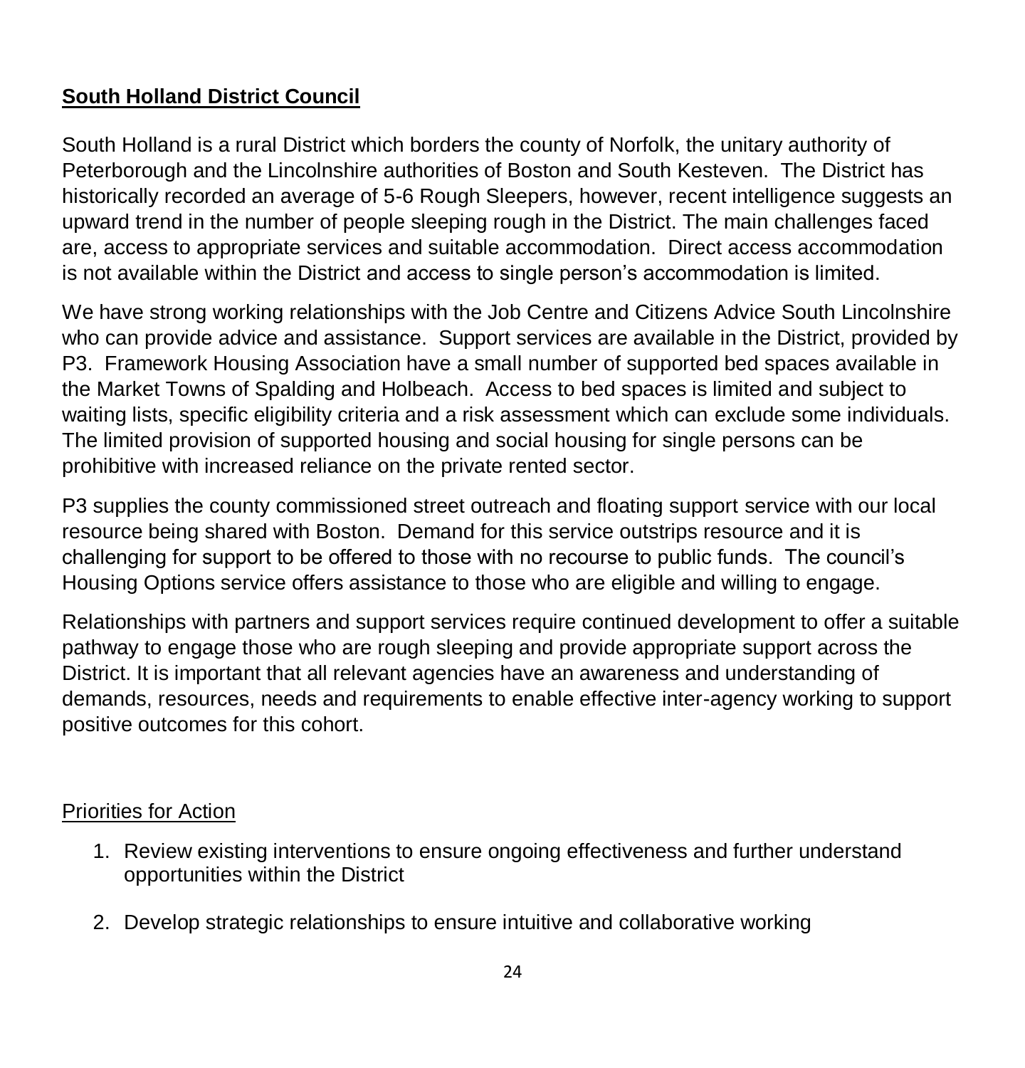## **South Holland District Council**

South Holland is a rural District which borders the county of Norfolk, the unitary authority of Peterborough and the Lincolnshire authorities of Boston and South Kesteven. The District has historically recorded an average of 5-6 Rough Sleepers, however, recent intelligence suggests an upward trend in the number of people sleeping rough in the District. The main challenges faced are, access to appropriate services and suitable accommodation. Direct access accommodation is not available within the District and access to single person's accommodation is limited.

We have strong working relationships with the Job Centre and Citizens Advice South Lincolnshire who can provide advice and assistance. Support services are available in the District, provided by P3. Framework Housing Association have a small number of supported bed spaces available in the Market Towns of Spalding and Holbeach. Access to bed spaces is limited and subject to waiting lists, specific eligibility criteria and a risk assessment which can exclude some individuals. The limited provision of supported housing and social housing for single persons can be prohibitive with increased reliance on the private rented sector.

P3 supplies the county commissioned street outreach and floating support service with our local resource being shared with Boston. Demand for this service outstrips resource and it is challenging for support to be offered to those with no recourse to public funds. The council's Housing Options service offers assistance to those who are eligible and willing to engage.

Relationships with partners and support services require continued development to offer a suitable pathway to engage those who are rough sleeping and provide appropriate support across the District. It is important that all relevant agencies have an awareness and understanding of demands, resources, needs and requirements to enable effective inter-agency working to support positive outcomes for this cohort.

### Priorities for Action

1. Review existing interventions to ensure ongoing effectiveness and further understand opportunities within the District
2. Develop strategic relationships to ensure intuitive and collaborative working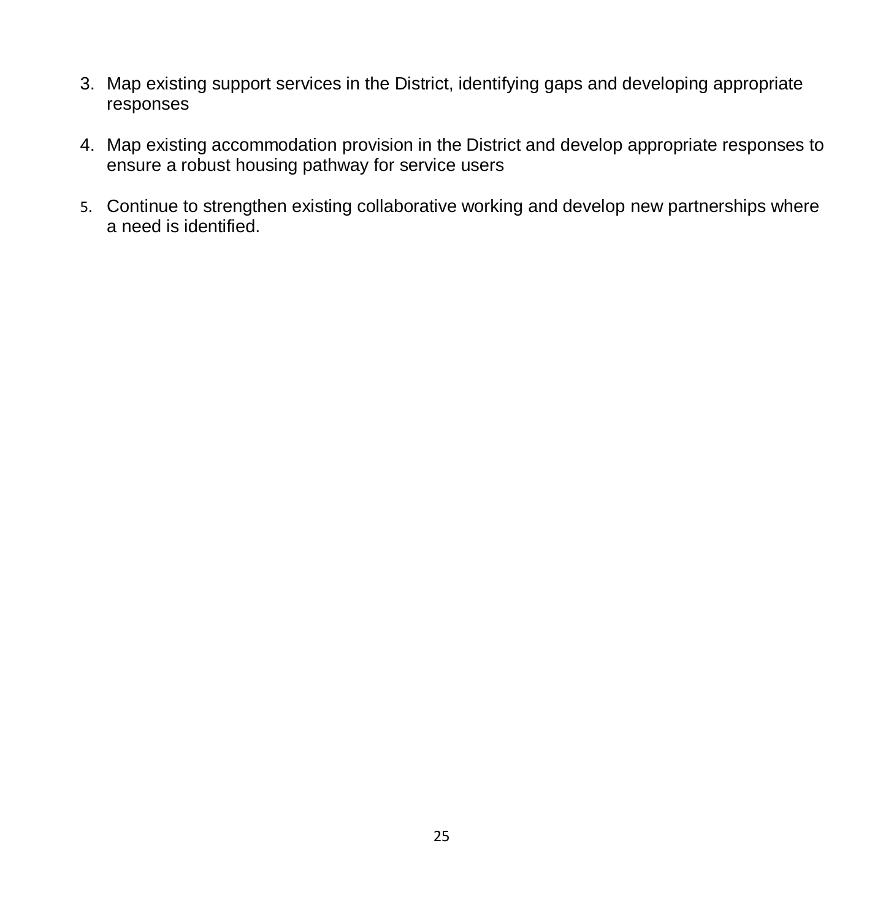3. Map existing support services in the District, identifying gaps and developing appropriate responses

4. Map existing accommodation provision in the District and develop appropriate responses to ensure a robust housing pathway for service users

5. Continue to strengthen existing collaborative working and develop new partnerships where a need is identified.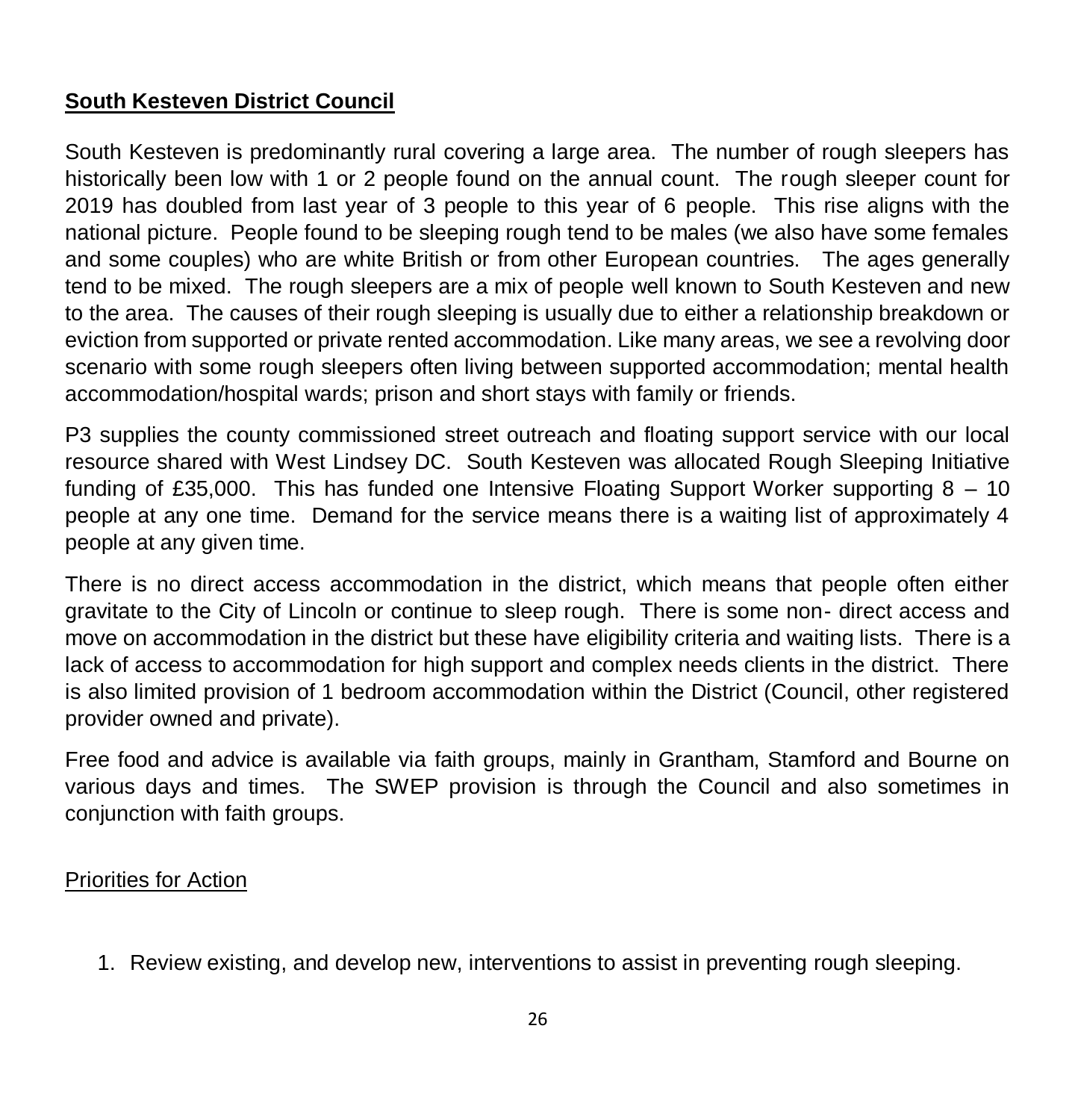## South Kesteven District Council

South Kesteven is predominantly rural covering a large area. The number of rough sleepers has historically been low with 1 or 2 people found on the annual count. The rough sleeper count for 2019 has doubled from last year of 3 people to this year of 6 people. This rise aligns with the national picture. People found to be sleeping rough tend to be males (we also have some females and some couples) who are white British or from other European countries. The ages generally tend to be mixed. The rough sleepers are a mix of people well known to South Kesteven and new to the area. The causes of their rough sleeping is usually due to either a relationship breakdown or eviction from supported or private rented accommodation. Like many areas, we see a revolving door scenario with some rough sleepers often living between supported accommodation; mental health accommodation/hospital wards; prison and short stays with family or friends.

P3 supplies the county commissioned street outreach and floating support service with our local resource shared with West Lindsey DC. South Kesteven was allocated Rough Sleeping Initiative funding of £35,000. This has funded one Intensive Floating Support Worker supporting 8 – 10 people at any one time. Demand for the service means there is a waiting list of approximately 4 people at any given time.

There is no direct access accommodation in the district, which means that people often either gravitate to the City of Lincoln or continue to sleep rough. There is some non- direct access and move on accommodation in the district but these have eligibility criteria and waiting lists. There is a lack of access to accommodation for high support and complex needs clients in the district. There is also limited provision of 1 bedroom accommodation within the District (Council, other registered provider owned and private).

Free food and advice is available via faith groups, mainly in Grantham, Stamford and Bourne on various days and times. The SWEP provision is through the Council and also sometimes in conjunction with faith groups.

### Priorities for Action

1. Review existing, and develop new, interventions to assist in preventing rough sleeping.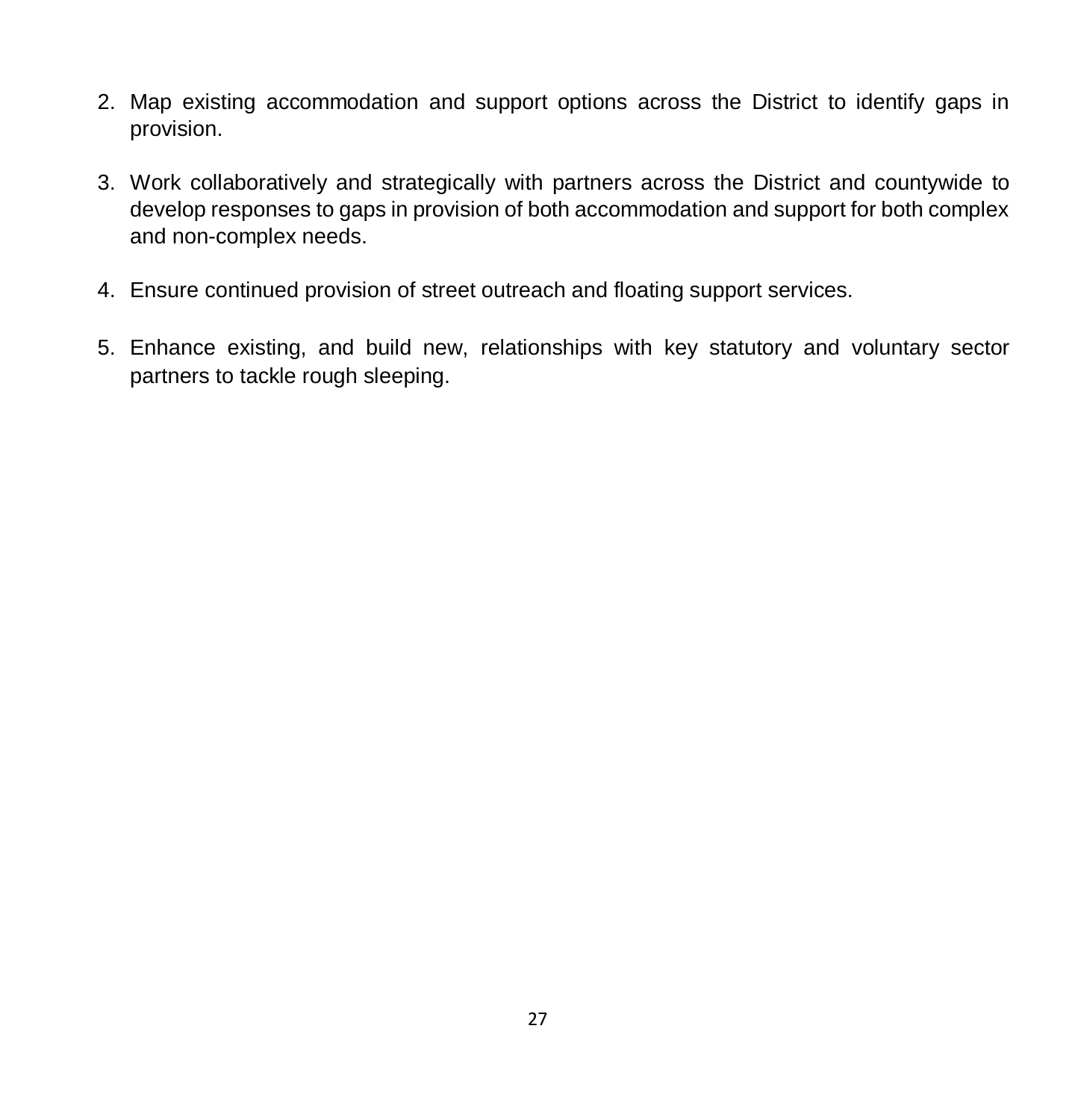2. Map existing accommodation and support options across the District to identify gaps in provision.

3. Work collaboratively and strategically with partners across the District and countywide to develop responses to gaps in provision of both accommodation and support for both complex and non-complex needs.

4. Ensure continued provision of street outreach and floating support services.

5. Enhance existing, and build new, relationships with key statutory and voluntary sector partners to tackle rough sleeping.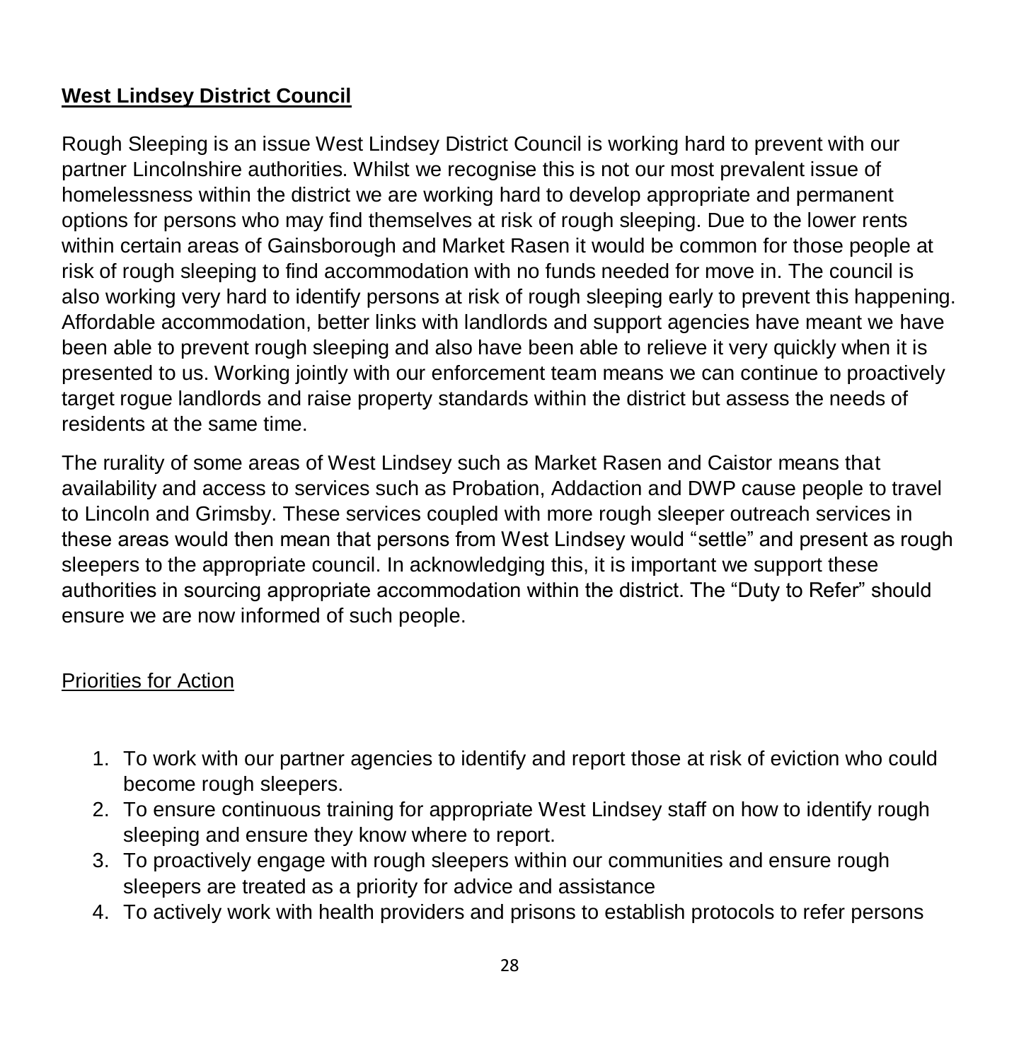## West Lindsey District Council

Rough Sleeping is an issue West Lindsey District Council is working hard to prevent with our partner Lincolnshire authorities. Whilst we recognise this is not our most prevalent issue of homelessness within the district we are working hard to develop appropriate and permanent options for persons who may find themselves at risk of rough sleeping. Due to the lower rents within certain areas of Gainsborough and Market Rasen it would be common for those people at risk of rough sleeping to find accommodation with no funds needed for move in. The council is also working very hard to identify persons at risk of rough sleeping early to prevent this happening. Affordable accommodation, better links with landlords and support agencies have meant we have been able to prevent rough sleeping and also have been able to relieve it very quickly when it is presented to us. Working jointly with our enforcement team means we can continue to proactively target rogue landlords and raise property standards within the district but assess the needs of residents at the same time.

The rurality of some areas of West Lindsey such as Market Rasen and Caistor means that availability and access to services such as Probation, Addaction and DWP cause people to travel to Lincoln and Grimsby. These services coupled with more rough sleeper outreach services in these areas would then mean that persons from West Lindsey would "settle" and present as rough sleepers to the appropriate council. In acknowledging this, it is important we support these authorities in sourcing appropriate accommodation within the district. The "Duty to Refer" should ensure we are now informed of such people.

### Priorities for Action

1. To work with our partner agencies to identify and report those at risk of eviction who could become rough sleepers.
2. To ensure continuous training for appropriate West Lindsey staff on how to identify rough sleeping and ensure they know where to report.
3. To proactively engage with rough sleepers within our communities and ensure rough sleepers are treated as a priority for advice and assistance
4. To actively work with health providers and prisons to establish protocols to refer persons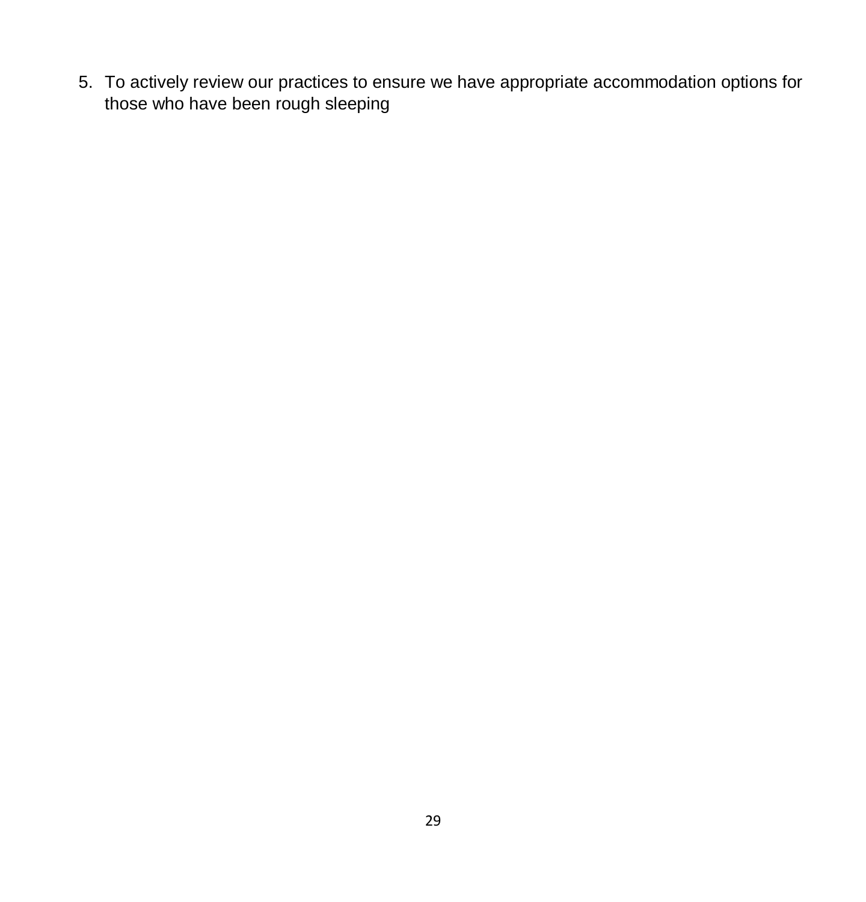5. To actively review our practices to ensure we have appropriate accommodation options for those who have been rough sleeping